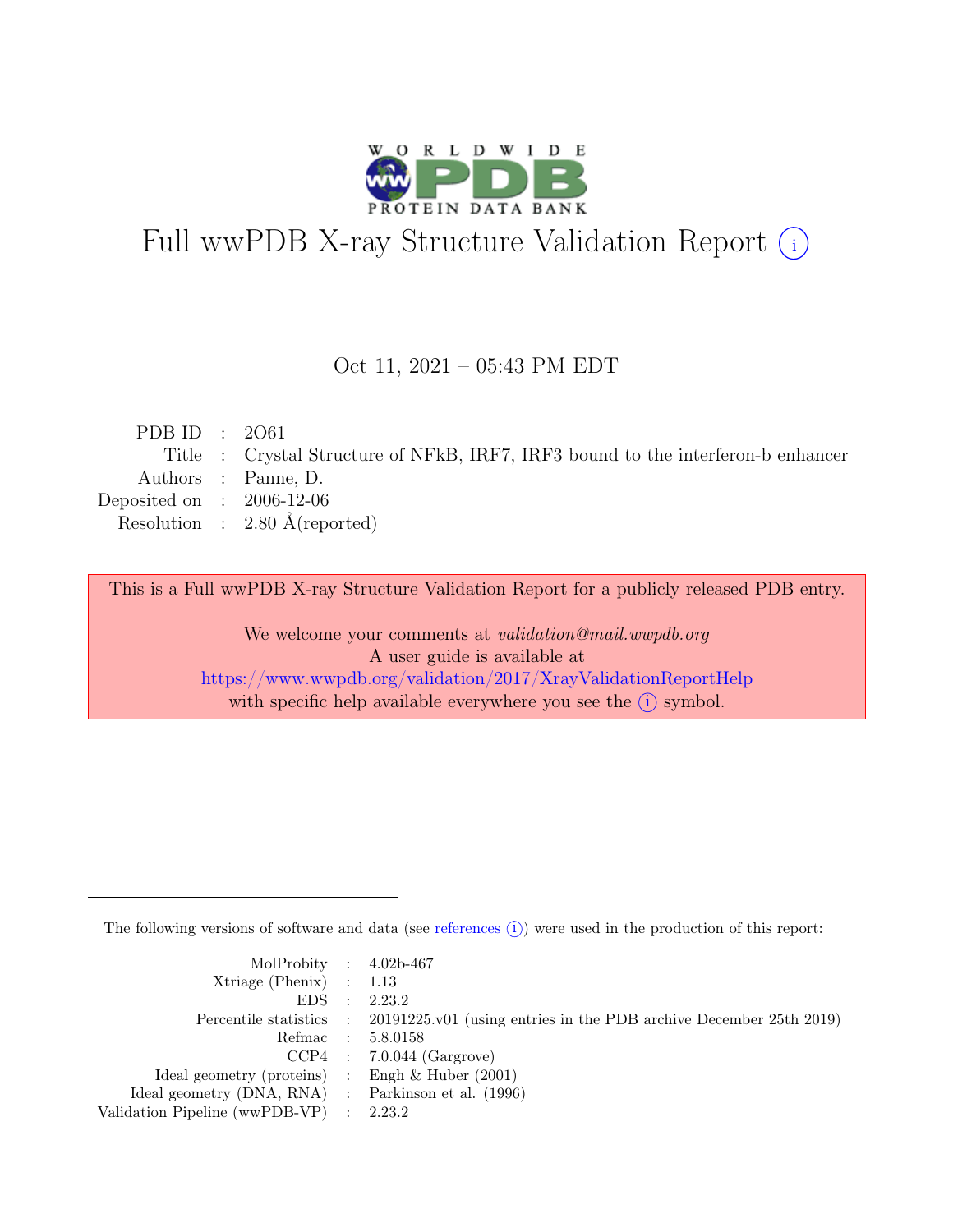# Full wwPDB X-ray Structure Validation Report (i)

Oct 11, 2021 – 05:43 PM EDT

| | | |
|---|---|---|
| PDB ID | : | 2O61 |
| Title | : | Crystal Structure of NFkB, IRF7, IRF3 bound to the interferon-b enhancer |
| Authors | : | Panne, D. |
| Deposited on | : | 2006-12-06 |
| Resolution | : | 2.80 Å(reported) |

This is a Full wwPDB X-ray Structure Validation Report for a publicly released PDB entry.

We welcome your comments at *validation@mail.wwpdb.org*
A user guide is available at
https://www.wwpdb.org/validation/2017/XrayValidationReportHelp
with specific help available everywhere you see the (i) symbol.

---

The following versions of software and data (see references (i)) were used in the production of this report:

| | | |
|---|---|---|
| MolProbity | : | 4.02b-467 |
| Xtriage (Phenix) | : | 1.13 |
| EDS | : | 2.23.2 |
| Percentile statistics | : | 20191225.v01 (using entries in the PDB archive December 25th 2019) |
| Refmac | : | 5.8.0158 |
| CCP4 | : | 7.0.044 (Gargrove) |
| Ideal geometry (proteins) | : | Engh & Huber (2001) |
| Ideal geometry (DNA, RNA) | : | Parkinson et al. (1996) |
| Validation Pipeline (wwPDB-VP) | : | 2.23.2 |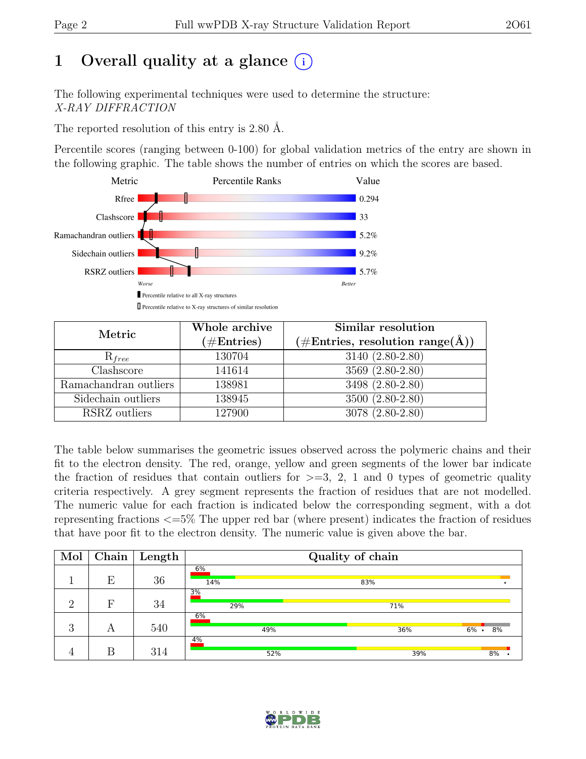# 1 Overall quality at a glance (i)

The following experimental techniques were used to determine the structure:
*X-RAY DIFFRACTION*

The reported resolution of this entry is 2.80 Å.

Percentile scores (ranging between 0-100) for global validation metrics of the entry are shown in the following graphic. The table shows the number of entries on which the scores are based.

Metric
Percentile Ranks
Value

Rfree 0.294
Clashscore 33
Ramachandran outliers 5.2%
Sidechain outliers 9.2%
RSRZ outliers 5.7%

Worse
Better

Percentile relative to all X-ray structures
Percentile relative to X-ray structures of similar resolution

| Metric | Whole archive (#Entries) | Similar resolution (#Entries, resolution range(Å)) |
|---|---|---|
| $R_{free}$ | 130704 | 3140 (2.80-2.80) |
| Clashscore | 141614 | 3569 (2.80-2.80) |
| Ramachandran outliers | 138981 | 3498 (2.80-2.80) |
| Sidechain outliers | 138945 | 3500 (2.80-2.80) |
| RSRZ outliers | 127900 | 3078 (2.80-2.80) |

The table below summarises the geometric issues observed across the polymeric chains and their fit to the electron density. The red, orange, yellow and green segments of the lower bar indicate the fraction of residues that contain outliers for >=3, 2, 1 and 0 types of geometric quality criteria respectively. A grey segment represents the fraction of residues that are not modelled. The numeric value for each fraction is indicated below the corresponding segment, with a dot representing fractions <=5% The upper red bar (where present) indicates the fraction of residues that have poor fit to the electron density. The numeric value is given above the bar.

| Mol | Chain | Length | Quality of chain |
|---|---|---|---|
| 1 | E | 36 | 6%<br>14% 83% • |
| 2 | F | 34 | 3%<br>29% 71% |
| 3 | A | 540 | 6%<br>49% 36% 6% • 8% |
| 4 | B | 314 | 4%<br>52% 39% 8% • |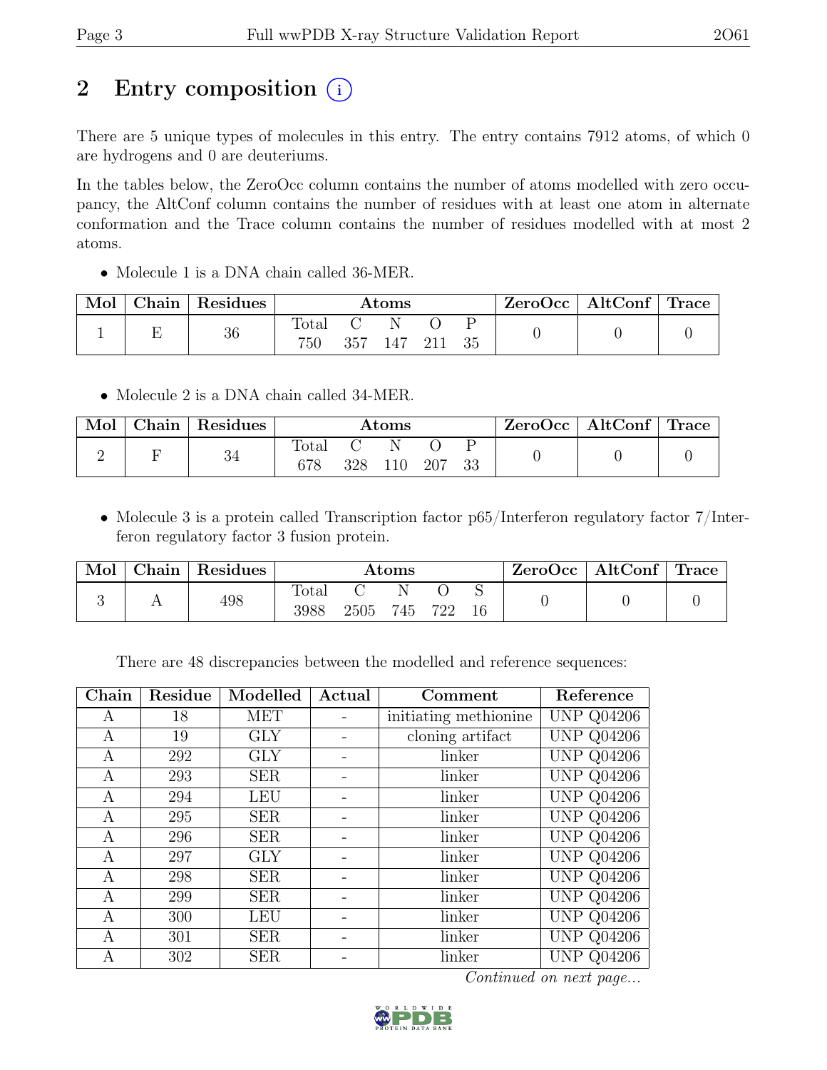# 2 Entry composition

There are 5 unique types of molecules in this entry. The entry contains 7912 atoms, of which 0 are hydrogens and 0 are deuteriums.

In the tables below, the ZeroOcc column contains the number of atoms modelled with zero occupancy, the AltConf column contains the number of residues with at least one atom in alternate conformation and the Trace column contains the number of residues modelled with at most 2 atoms.

- Molecule 1 is a DNA chain called 36-MER.

| Mol | Chain | Residues | Atoms | | | | | ZeroOcc | AltConf | Trace |
|---|---|---|---|---|---|---|---|---|---|---|
| 1 | E | 36 | Total<br>750 | C<br>357 | N<br>147 | O<br>211 | P<br>35 | 0 | 0 | 0 |

- Molecule 2 is a DNA chain called 34-MER.

| Mol | Chain | Residues | Atoms | | | | | ZeroOcc | AltConf | Trace |
|---|---|---|---|---|---|---|---|---|---|---|
| 2 | F | 34 | Total<br>678 | C<br>328 | N<br>110 | O<br>207 | P<br>33 | 0 | 0 | 0 |

- Molecule 3 is a protein called Transcription factor p65/Interferon regulatory factor 7/Interferon regulatory factor 3 fusion protein.

| Mol | Chain | Residues | Atoms | | | | | ZeroOcc | AltConf | Trace |
|---|---|---|---|---|---|---|---|---|---|---|
| 3 | A | 498 | Total<br>3988 | C<br>2505 | N<br>745 | O<br>722 | S<br>16 | 0 | 0 | 0 |

There are 48 discrepancies between the modelled and reference sequences:

| Chain | Residue | Modelled | Actual | Comment | Reference |
|---|---|---|---|---|---|
| A | 18 | MET | - | initiating methionine | UNP Q04206 |
| A | 19 | GLY | - | cloning artifact | UNP Q04206 |
| A | 292 | GLY | - | linker | UNP Q04206 |
| A | 293 | SER | - | linker | UNP Q04206 |
| A | 294 | LEU | - | linker | UNP Q04206 |
| A | 295 | SER | - | linker | UNP Q04206 |
| A | 296 | SER | - | linker | UNP Q04206 |
| A | 297 | GLY | - | linker | UNP Q04206 |
| A | 298 | SER | - | linker | UNP Q04206 |
| A | 299 | SER | - | linker | UNP Q04206 |
| A | 300 | LEU | - | linker | UNP Q04206 |
| A | 301 | SER | - | linker | UNP Q04206 |
| A | 302 | SER | - | linker | UNP Q04206 |

*Continued on next page...*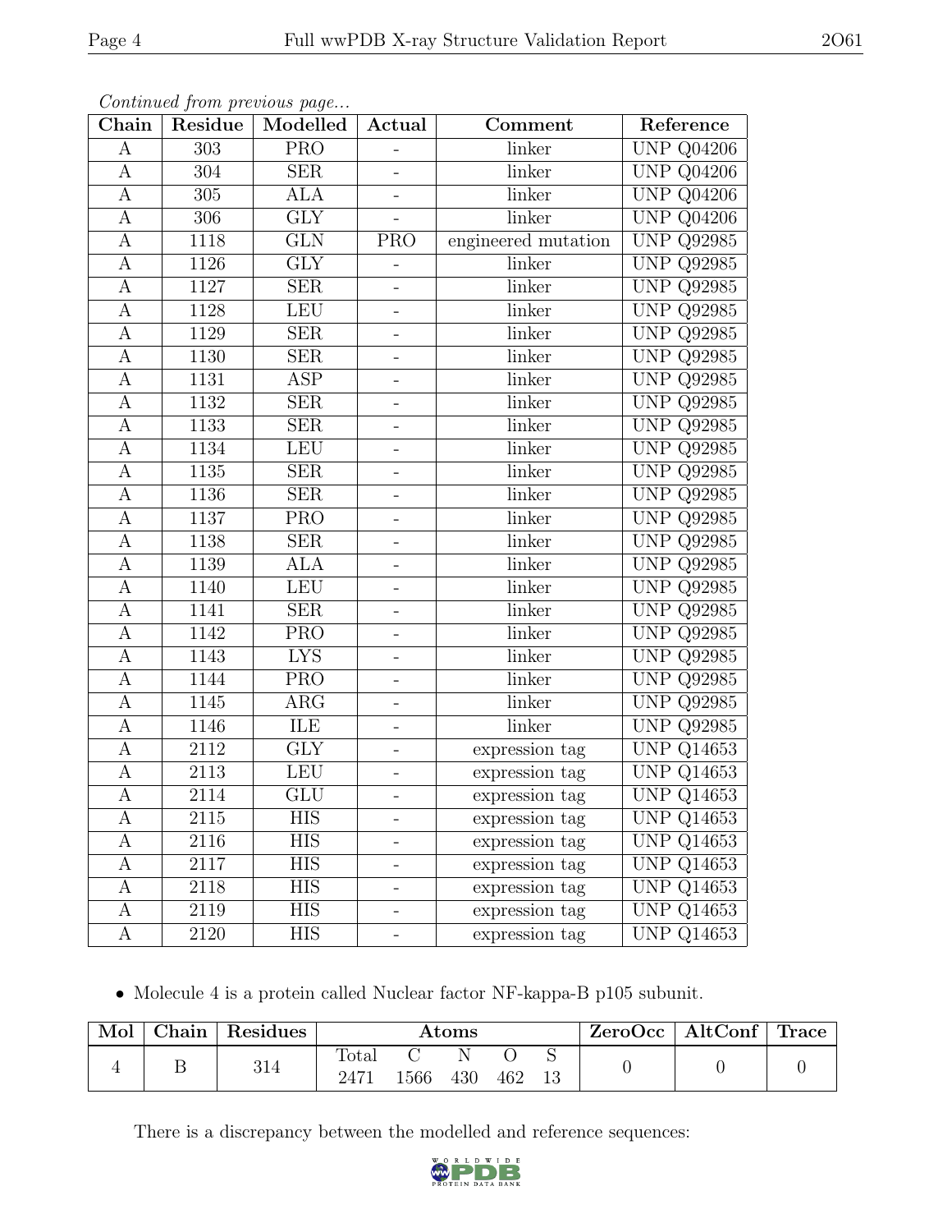*Continued from previous page...*

| Chain | Residue | Modelled | Actual | Comment | Reference |
|---|---|---|---|---|---|
| A | 303 | PRO | - | linker | UNP Q04206 |
| A | 304 | SER | - | linker | UNP Q04206 |
| A | 305 | ALA | - | linker | UNP Q04206 |
| A | 306 | GLY | - | linker | UNP Q04206 |
| A | 1118 | GLN | PRO | engineered mutation | UNP Q92985 |
| A | 1126 | GLY | - | linker | UNP Q92985 |
| A | 1127 | SER | - | linker | UNP Q92985 |
| A | 1128 | LEU | - | linker | UNP Q92985 |
| A | 1129 | SER | - | linker | UNP Q92985 |
| A | 1130 | SER | - | linker | UNP Q92985 |
| A | 1131 | ASP | - | linker | UNP Q92985 |
| A | 1132 | SER | - | linker | UNP Q92985 |
| A | 1133 | SER | - | linker | UNP Q92985 |
| A | 1134 | LEU | - | linker | UNP Q92985 |
| A | 1135 | SER | - | linker | UNP Q92985 |
| A | 1136 | SER | - | linker | UNP Q92985 |
| A | 1137 | PRO | - | linker | UNP Q92985 |
| A | 1138 | SER | - | linker | UNP Q92985 |
| A | 1139 | ALA | - | linker | UNP Q92985 |
| A | 1140 | LEU | - | linker | UNP Q92985 |
| A | 1141 | SER | - | linker | UNP Q92985 |
| A | 1142 | PRO | - | linker | UNP Q92985 |
| A | 1143 | LYS | - | linker | UNP Q92985 |
| A | 1144 | PRO | - | linker | UNP Q92985 |
| A | 1145 | ARG | - | linker | UNP Q92985 |
| A | 1146 | ILE | - | linker | UNP Q92985 |
| A | 2112 | GLY | - | expression tag | UNP Q14653 |
| A | 2113 | LEU | - | expression tag | UNP Q14653 |
| A | 2114 | GLU | - | expression tag | UNP Q14653 |
| A | 2115 | HIS | - | expression tag | UNP Q14653 |
| A | 2116 | HIS | - | expression tag | UNP Q14653 |
| A | 2117 | HIS | - | expression tag | UNP Q14653 |
| A | 2118 | HIS | - | expression tag | UNP Q14653 |
| A | 2119 | HIS | - | expression tag | UNP Q14653 |
| A | 2120 | HIS | - | expression tag | UNP Q14653 |

- Molecule 4 is a protein called Nuclear factor NF-kappa-B p105 subunit.

| Mol | Chain | Residues | Atoms | | | | | ZeroOcc | AltConf | Trace |
|---|---|---|---|---|---|---|---|---|---|---|
| | | | Total | C | N | O | S | | | |
| 4 | B | 314 | 2471 | 1566 | 430 | 462 | 13 | 0 | 0 | 0 |

There is a discrepancy between the modelled and reference sequences: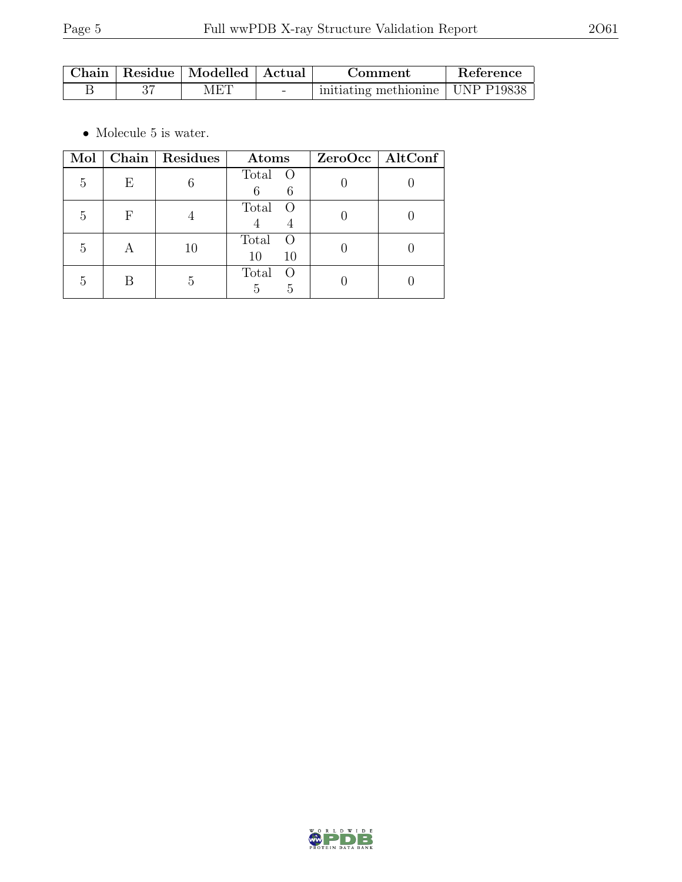| Chain | Residue | Modelled | Actual | Comment | Reference |
|---|---|---|---|---|---|
| B | 37 | MET | - | initiating methionine | UNP P19838 |

- Molecule 5 is water.

| Mol | Chain | Residues | Atoms | | ZeroOcc | AltConf |
|---|---|---|---|---|---|---|
| | | | Total | O | | |
| 5 | E | 6 | 6 | 6 | 0 | 0 |
| 5 | F | 4 | 4 | 4 | 0 | 0 |
| 5 | A | 10 | 10 | 10 | 0 | 0 |
| 5 | B | 5 | 5 | 5 | 0 | 0 |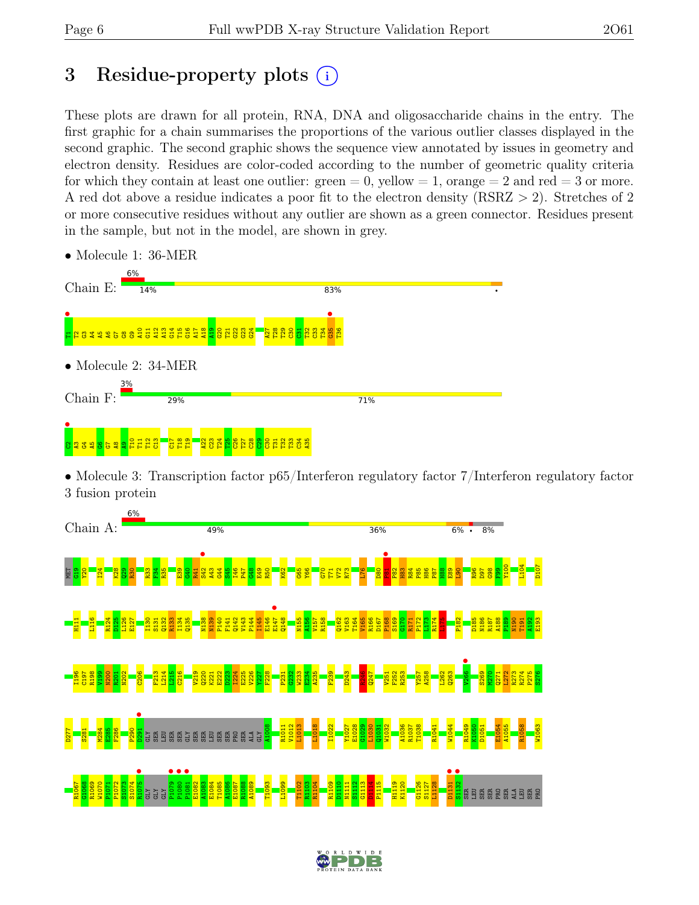# 3 Residue-property plots

These plots are drawn for all protein, RNA, DNA and oligosaccharide chains in the entry. The first graphic for a chain summarises the proportions of the various outlier classes displayed in the second graphic. The second graphic shows the sequence view annotated by issues in geometry and electron density. Residues are color-coded according to the number of geometric quality criteria for which they contain at least one outlier: green = 0, yellow = 1, orange = 2 and red = 3 or more. A red dot above a residue indicates a poor fit to the electron density (RSRZ > 2). Stretches of 2 or more consecutive residues without any outlier are shown as a green connector. Residues present in the sample, but not in the model, are shown in grey.

- Molecule 1: 36-MER

Chain E:

6%

14%

83%

T1 T2 G3 A4 A5 A6 G7 G8 G9 A10 G11 A12 A13 G14 T15 G16 A17 A18 A19 G20 T21 G22 G23 G24 A27 T28 T29 C30 C31 T32 C33 T34 G35 T36

- Molecule 2: 34-MER

Chain F:

3%

29%

71%

C2 A3 G4 A5 G6 G7 A8 A9 T10 T11 T12 C13 C17 T18 T19 A22 C23 T24 T25 C26 T27 C28 C29 C30 T31 T32 T33 C34 A35

- Molecule 3: Transcription factor p65/Interferon regulatory factor 7/Interferon regulatory factor 3 fusion protein

Chain A:

6%

49%

36%

6%

8%

MET G19 Y20 I24 K28 Q29 R30 R33 F34 R35 E39 G40 R41 S42 A43 G44 S45 I46 P47 G48 E49 R50 K62 G65 Y66 G70 T71 V72 R73 L76 D80 G81 P82 H83 R84 P85 H86 P87 H88 E89 L90 R96 D97 G98 P99 Y100 L104 D107

H111 L116 R124 D125 L126 E127 I130 S131 Q132 R133 I134 Q135 N138 N139 P140 F141 Q142 V143 P144 I145 E146 E147 Q148 N155 A156 V157 R158 Q162 V163 T164 K165 D166 D167 P168 S169 G170 R171 P172 L173 R174 L175 P182 D185 N186 R187 A188 P189 N190 T191 A192 E193

I196 C197 R198 V199 N200 R201 N202 C206 F213 L214 L215 C216 V219 Q220 K221 E222 D223 I224 E225 V226 Y227 F228 P231 G232 W233 E234 A235 F239 D243 K246 Q247 V251 F252 R253 Y257 A258 L262 Q263 V266 S269 M270 Q271 L272 R273 R274 P275 S276

D277 S281 M284 E285 F286 P290 D291 GLY SER LEU SER SER GLY SER SER LEU SER SER PRO SER ALA GLY A1008 R1011 V1012 L1013 L1018 I1022 Y1027 E1028 G1029 L1030 Q1031 W1032 A1036 R1037 T1038 R1041 W1044 R1049 K1050 D1051 E1054 A1055 R1058 W1063

R1067 G1068 R1069 W1070 P1071 P1072 S1073 S1074 R1075 GLY GLY GLY P1079 P1080 P1081 E1082 A1083 E1084 T1085 A1086 E1087 R1088 A1089 T1093 L1099 T1102 R1103 R1104 R1109 D1110 N1111 S1112 G1113 S1114 P1115 H1119 K1120 G1126 S1127 L1128 D1131 S1132 SER LEU SER SER PRO SER ALA LEU SER PRO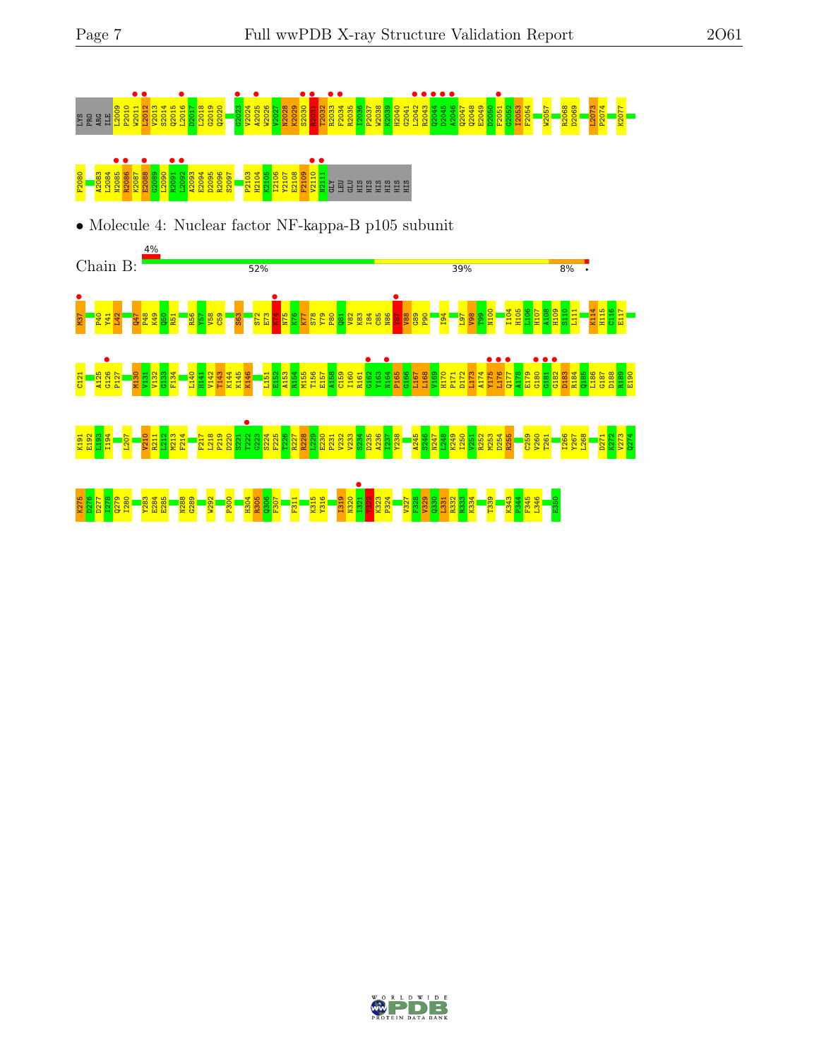LYS PRO ARG ILE L2009 P2010 W2011 L2012 V2013 S2014 Q2015 L2016 D2017 L2018 G2019 Q2020 G2023 V2024 A2025 W2026 V2027 N2028 K2029 S2030 N2031 T2032 R2033 F2034 R2035 I2036 P2037 W2038 K2039 H2040 G2041 L2042 R2043 Q2044 D2045 A2046 Q2047 Q2048 E2049 D2050 F2051 G2052 I2053 F2054 W2057 R2068 D2069 L2073 P2074 K2077

F2080 A2083 L2084 N2085 R2086 K2087 E2088 G2089 L2090 R2091 L2092 A2093 E2094 D2095 R2096 S2097 P2103 H2104 K2105 I2106 Y2107 E2108 F2109 V2110 N2111 GLY LEU GLU HIS HIS HIS HIS HIS HIS

- Molecule 4: Nuclear factor NF-kappa-B p105 subunit

Chain B:

4%

52%

39%

8%

M37 P40 Y41 L42 Q47 P48 K49 Q50 R51 R56 Y57 V58 C59 S63 S72 E73 F74 N75 V76 K77 S78 Y79 P80 Q81 V82 K83 I84 C85 N86 Y87 V88 G89 P90 I94 L97 V98 T99 N100 I104 H105 L106 H107 A108 H109 S110 L111 K114 H115 C116 E117

C121 A125 G126 P127 M130 V131 V132 G133 F134 L140 H141 V142 T143 K144 K145 K146 L151 E152 A153 R154 M155 T156 E157 A158 C159 I160 R161 G162 Y163 N164 P165 G166 L167 L168 V169 H170 P171 D172 L173 A174 Y175 L176 Q177 A178 E179 G180 G181 G182 D183 R184 Q185 L186 G187 D188 R189 E190

K191 E192 L193 I194 L207 V210 R211 L212 M213 F214 F217 L218 P219 D220 S221 T222 G223 S224 F225 T226 R227 R228 L229 E230 P231 V232 V233 S234 D235 A236 I237 Y238 A245 S246 N247 L248 K249 I250 V251 R252 M253 D254 R255 C259 V260 T261 I266 Y267 L268 D271 K272 V273 Q274

K276 D276 D277 T278 Q279 I280 Y283 E284 E285 N288 G289 W292 P300 H304 R305 Q306 F307 F311 K315 Y316 I319 N320 I321 T322 K323 P324 V327 P328 V329 Q330 L331 R332 R333 K334 T339 K343 P344 F345 L346 E350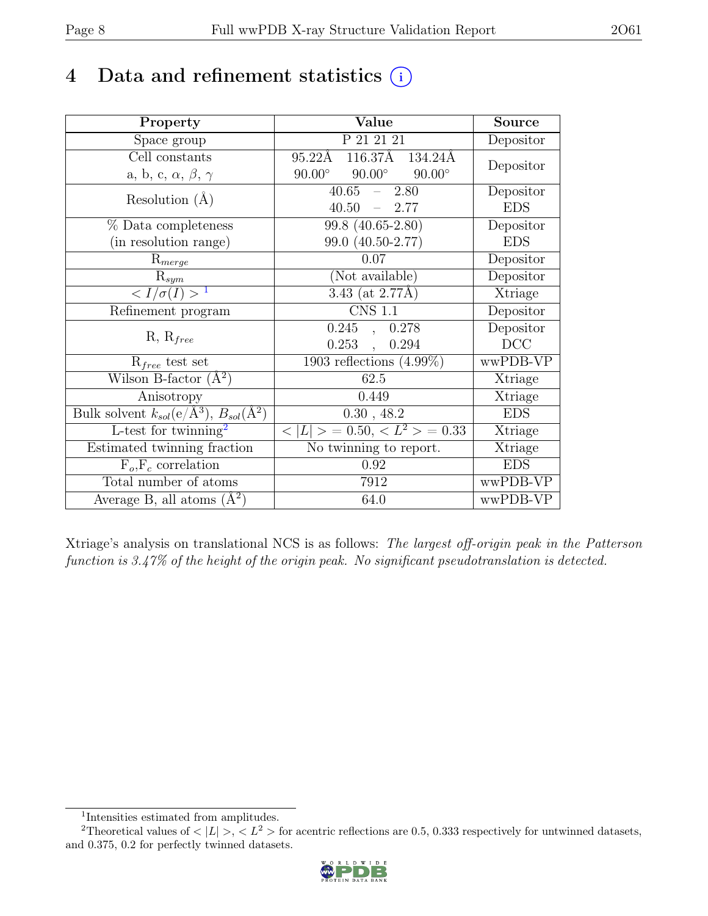# 4 Data and refinement statistics

| Property | Value | Source |
|---|---|---|
| Space group | P 21 21 21 | Depositor |
| Cell constants<br>a, b, c, $\alpha$, $\beta$, $\gamma$ | 95.22Å 116.37Å 134.24Å<br>90.00° 90.00° 90.00° | Depositor |
| Resolution (Å) | 40.65 – 2.80<br>40.50 – 2.77 | Depositor<br>EDS |
| % Data completeness<br>(in resolution range) | 99.8 (40.65-2.80)<br>99.0 (40.50-2.77) | Depositor<br>EDS |
| $R_{merge}$ | 0.07 | Depositor |
| $R_{sym}$ | (Not available) | Depositor |
| $< I/\sigma(I) >$ [1] | 3.43 (at 2.77Å) | Xtriage |
| Refinement program | CNS 1.1 | Depositor |
| R, $R_{free}$ | 0.245 , 0.278<br>0.253 , 0.294 | Depositor<br>DCC |
| $R_{free}$ test set | 1903 reflections (4.99%) | wwPDB-VP |
| Wilson B-factor (Å$^2$) | 62.5 | Xtriage |
| Anisotropy | 0.449 | Xtriage |
| Bulk solvent $k_{sol}$(e/Å$^3$), $B_{sol}$(Å$^2$) | 0.30 , 48.2 | EDS |
| L-test for twinning[2] | $< \|L\| > = 0.50$, $< L^2 > = 0.33$ | Xtriage |
| Estimated twinning fraction | No twinning to report. | Xtriage |
| $F_o$,$F_c$ correlation | 0.92 | EDS |
| Total number of atoms | 7912 | wwPDB-VP |
| Average B, all atoms (Å$^2$) | 64.0 | wwPDB-VP |

Xtriage's analysis on translational NCS is as follows: *The largest off-origin peak in the Patterson function is 3.47% of the height of the origin peak. No significant pseudotranslation is detected.*

[1] Intensities estimated from amplitudes.

[2] Theoretical values of $< |L| >$, $< L^2 >$ for acentric reflections are 0.5, 0.333 respectively for untwinned datasets, and 0.375, 0.2 for perfectly twinned datasets.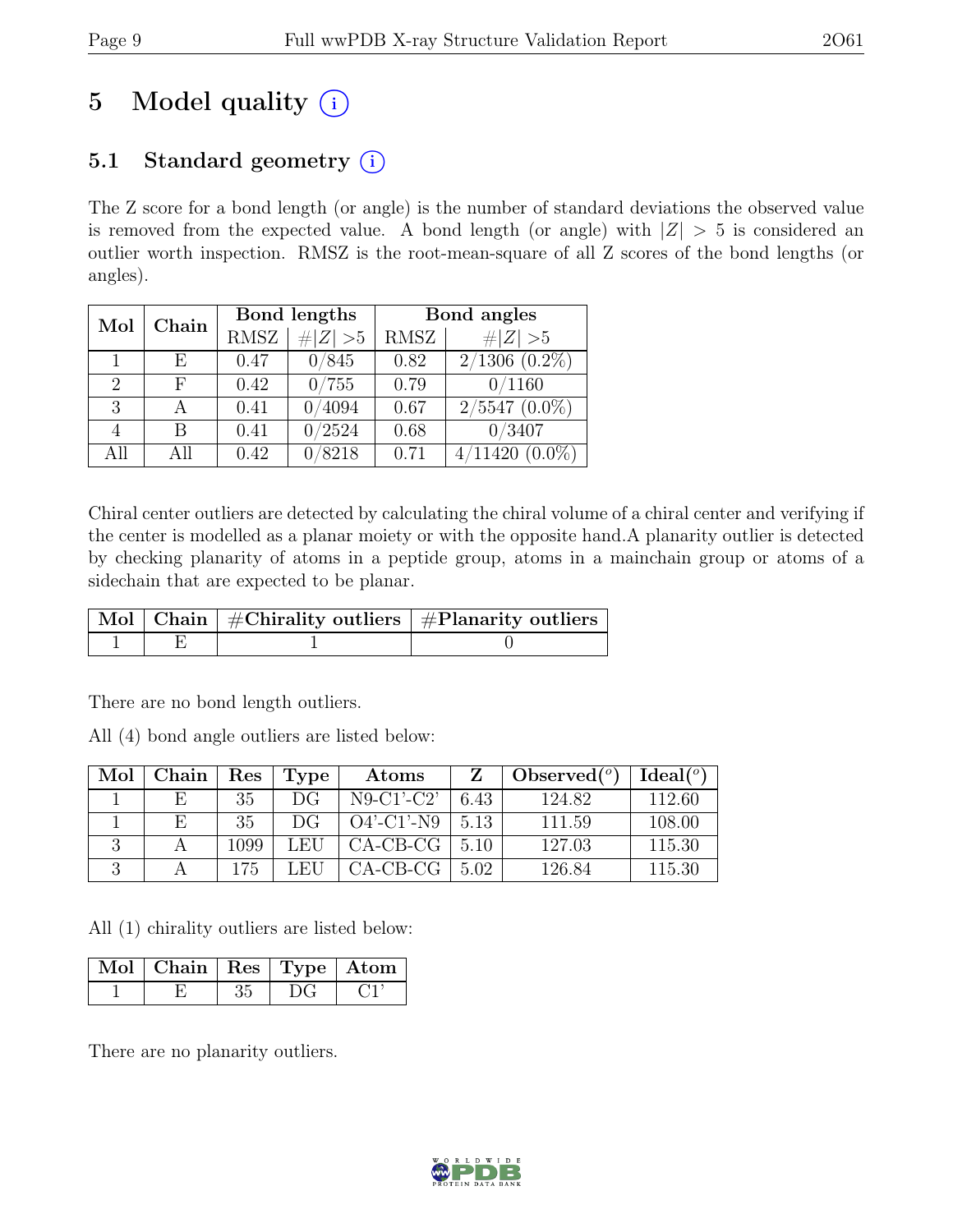# 5 Model quality (i)

## 5.1 Standard geometry (i)

The Z score for a bond length (or angle) is the number of standard deviations the observed value is removed from the expected value. A bond length (or angle) with $|Z| > 5$ is considered an outlier worth inspection. RMSZ is the root-mean-square of all Z scores of the bond lengths (or angles).

| Mol | Chain | Bond lengths | | Bond angles | |
|---|---|---|---|---|---|
| | | RMSZ | $\#\|Z\| > 5$ | RMSZ | $\#\|Z\| > 5$ |
| 1 | E | 0.47 | 0/845 | 0.82 | 2/1306 (0.2%) |
| 2 | F | 0.42 | 0/755 | 0.79 | 0/1160 |
| 3 | A | 0.41 | 0/4094 | 0.67 | 2/5547 (0.0%) |
| 4 | B | 0.41 | 0/2524 | 0.68 | 0/3407 |
| All | All | 0.42 | 0/8218 | 0.71 | 4/11420 (0.0%) |

Chiral center outliers are detected by calculating the chiral volume of a chiral center and verifying if the center is modelled as a planar moiety or with the opposite hand.A planarity outlier is detected by checking planarity of atoms in a peptide group, atoms in a mainchain group or atoms of a sidechain that are expected to be planar.

| Mol | Chain | #Chirality outliers | #Planarity outliers |
|---|---|---|---|
| 1 | E | 1 | 0 |

There are no bond length outliers.

All (4) bond angle outliers are listed below:

| Mol | Chain | Res | Type | Atoms | Z | Observed(°) | Ideal(°) |
|---|---|---|---|---|---|---|---|
| 1 | E | 35 | DG | N9-C1'-C2' | 6.43 | 124.82 | 112.60 |
| 1 | E | 35 | DG | O4'-C1'-N9 | 5.13 | 111.59 | 108.00 |
| 3 | A | 1099 | LEU | CA-CB-CG | 5.10 | 127.03 | 115.30 |
| 3 | A | 175 | LEU | CA-CB-CG | 5.02 | 126.84 | 115.30 |

All (1) chirality outliers are listed below:

| Mol | Chain | Res | Type | Atom |
|---|---|---|---|---|
| 1 | E | 35 | DG | C1' |

There are no planarity outliers.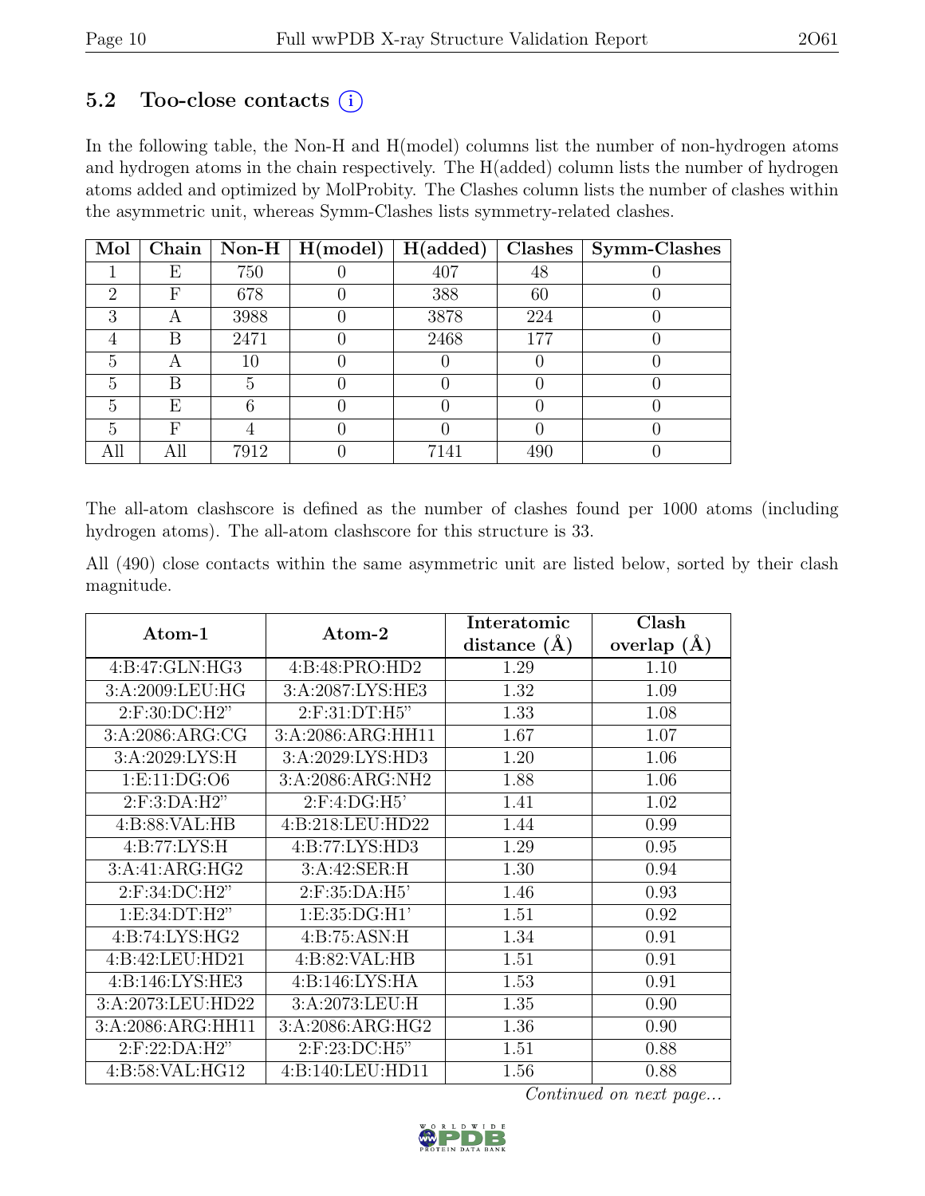### 5.2 Too-close contacts (i)

In the following table, the Non-H and H(model) columns list the number of non-hydrogen atoms and hydrogen atoms in the chain respectively. The H(added) column lists the number of hydrogen atoms added and optimized by MolProbity. The Clashes column lists the number of clashes within the asymmetric unit, whereas Symm-Clashes lists symmetry-related clashes.

| Mol | Chain | Non-H | H(model) | H(added) | Clashes | Symm-Clashes |
|---|---|---|---|---|---|---|
| 1 | E | 750 | 0 | 407 | 48 | 0 |
| 2 | F | 678 | 0 | 388 | 60 | 0 |
| 3 | A | 3988 | 0 | 3878 | 224 | 0 |
| 4 | B | 2471 | 0 | 2468 | 177 | 0 |
| 5 | A | 10 | 0 | 0 | 0 | 0 |
| 5 | B | 5 | 0 | 0 | 0 | 0 |
| 5 | E | 6 | 0 | 0 | 0 | 0 |
| 5 | F | 4 | 0 | 0 | 0 | 0 |
| All | All | 7912 | 0 | 7141 | 490 | 0 |

The all-atom clashscore is defined as the number of clashes found per 1000 atoms (including hydrogen atoms). The all-atom clashscore for this structure is 33.

All (490) close contacts within the same asymmetric unit are listed below, sorted by their clash magnitude.

| Atom-1 | Atom-2 | Interatomic distance (Å) | Clash overlap (Å) |
|---|---|---|---|
| 4:B:47:GLN:HG3 | 4:B:48:PRO:HD2 | 1.29 | 1.10 |
| 3:A:2009:LEU:HG | 3:A:2087:LYS:HE3 | 1.32 | 1.09 |
| 2:F:30:DC:H2" | 2:F:31:DT:H5" | 1.33 | 1.08 |
| 3:A:2086:ARG:CG | 3:A:2086:ARG:HH11 | 1.67 | 1.07 |
| 3:A:2029:LYS:H | 3:A:2029:LYS:HD3 | 1.20 | 1.06 |
| 1:E:11:DG:O6 | 3:A:2086:ARG:NH2 | 1.88 | 1.06 |
| 2:F:3:DA:H2" | 2:F:4:DG:H5' | 1.41 | 1.02 |
| 4:B:88:VAL:HB | 4:B:218:LEU:HD22 | 1.44 | 0.99 |
| 4:B:77:LYS:H | 4:B:77:LYS:HD3 | 1.29 | 0.95 |
| 3:A:41:ARG:HG2 | 3:A:42:SER:H | 1.30 | 0.94 |
| 2:F:34:DC:H2" | 2:F:35:DA:H5' | 1.46 | 0.93 |
| 1:E:34:DT:H2" | 1:E:35:DG:H1' | 1.51 | 0.92 |
| 4:B:74:LYS:HG2 | 4:B:75:ASN:H | 1.34 | 0.91 |
| 4:B:42:LEU:HD21 | 4:B:82:VAL:HB | 1.51 | 0.91 |
| 4:B:146:LYS:HE3 | 4:B:146:LYS:HA | 1.53 | 0.91 |
| 3:A:2073:LEU:HD22 | 3:A:2073:LEU:H | 1.35 | 0.90 |
| 3:A:2086:ARG:HH11 | 3:A:2086:ARG:HG2 | 1.36 | 0.90 |
| 2:F:22:DA:H2" | 2:F:23:DC:H5" | 1.51 | 0.88 |
| 4:B:58:VAL:HG12 | 4:B:140:LEU:HD11 | 1.56 | 0.88 |

*Continued on next page...*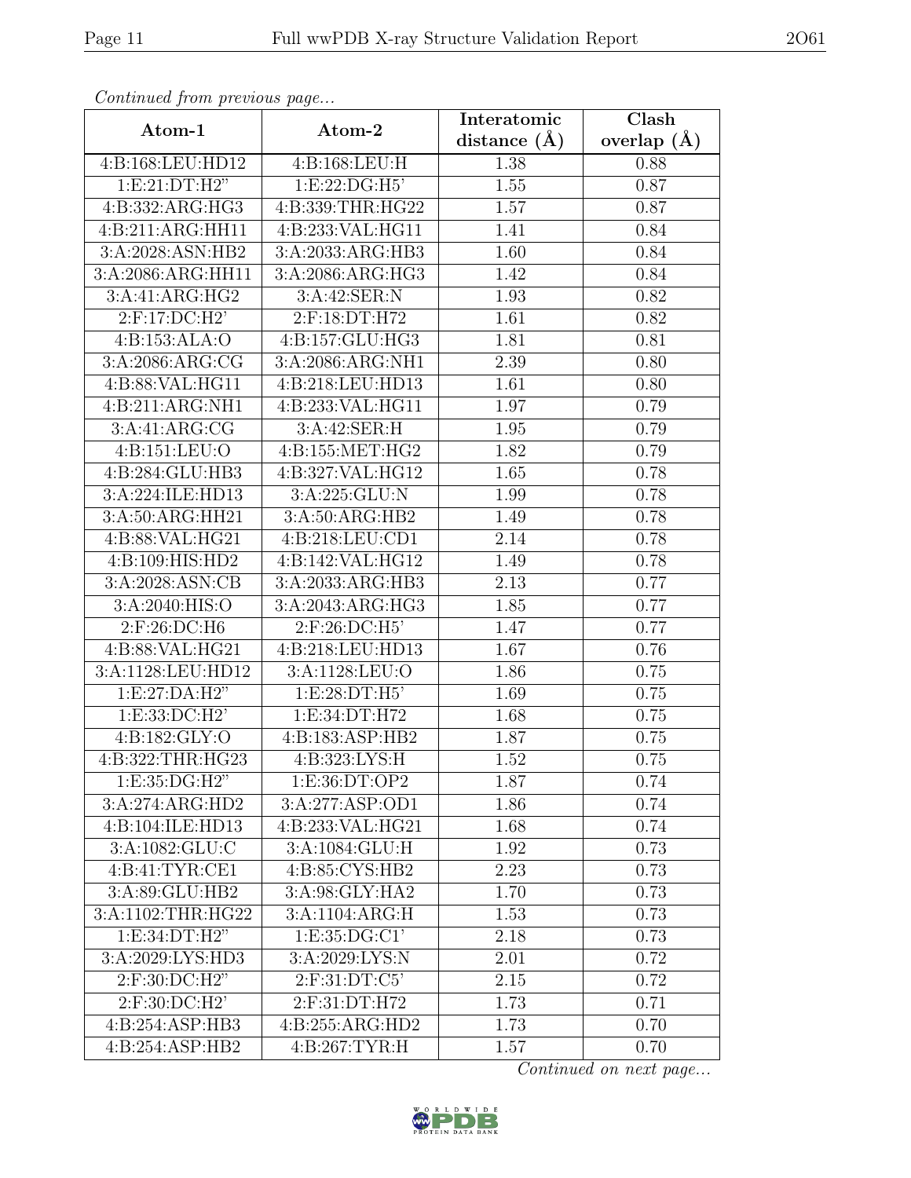*Continued from previous page...*

| Atom-1 | Atom-2 | Interatomic distance (Å) | Clash overlap (Å) |
|---|---|---|---|
| 4:B:168:LEU:HD12 | 4:B:168:LEU:H | 1.38 | 0.88 |
| 1:E:21:DT:H2" | 1:E:22:DG:H5' | 1.55 | 0.87 |
| 4:B:332:ARG:HG3 | 4:B:339:THR:HG22 | 1.57 | 0.87 |
| 4:B:211:ARG:HH11 | 4:B:233:VAL:HG11 | 1.41 | 0.84 |
| 3:A:2028:ASN:HB2 | 3:A:2033:ARG:HB3 | 1.60 | 0.84 |
| 3:A:2086:ARG:HH11 | 3:A:2086:ARG:HG3 | 1.42 | 0.84 |
| 3:A:41:ARG:HG2 | 3:A:42:SER:N | 1.93 | 0.82 |
| 2:F:17:DC:H2' | 2:F:18:DT:H72 | 1.61 | 0.82 |
| 4:B:153:ALA:O | 4:B:157:GLU:HG3 | 1.81 | 0.81 |
| 3:A:2086:ARG:CG | 3:A:2086:ARG:NH1 | 2.39 | 0.80 |
| 4:B:88:VAL:HG11 | 4:B:218:LEU:HD13 | 1.61 | 0.80 |
| 4:B:211:ARG:NH1 | 4:B:233:VAL:HG11 | 1.97 | 0.79 |
| 3:A:41:ARG:CG | 3:A:42:SER:H | 1.95 | 0.79 |
| 4:B:151:LEU:O | 4:B:155:MET:HG2 | 1.82 | 0.79 |
| 4:B:284:GLU:HB3 | 4:B:327:VAL:HG12 | 1.65 | 0.78 |
| 3:A:224:ILE:HD13 | 3:A:225:GLU:N | 1.99 | 0.78 |
| 3:A:50:ARG:HH21 | 3:A:50:ARG:HB2 | 1.49 | 0.78 |
| 4:B:88:VAL:HG21 | 4:B:218:LEU:CD1 | 2.14 | 0.78 |
| 4:B:109:HIS:HD2 | 4:B:142:VAL:HG12 | 1.49 | 0.78 |
| 3:A:2028:ASN:CB | 3:A:2033:ARG:HB3 | 2.13 | 0.77 |
| 3:A:2040:HIS:O | 3:A:2043:ARG:HG3 | 1.85 | 0.77 |
| 2:F:26:DC:H6 | 2:F:26:DC:H5' | 1.47 | 0.77 |
| 4:B:88:VAL:HG21 | 4:B:218:LEU:HD13 | 1.67 | 0.76 |
| 3:A:1128:LEU:HD12 | 3:A:1128:LEU:O | 1.86 | 0.75 |
| 1:E:27:DA:H2" | 1:E:28:DT:H5' | 1.69 | 0.75 |
| 1:E:33:DC:H2' | 1:E:34:DT:H72 | 1.68 | 0.75 |
| 4:B:182:GLY:O | 4:B:183:ASP:HB2 | 1.87 | 0.75 |
| 4:B:322:THR:HG23 | 4:B:323:LYS:H | 1.52 | 0.75 |
| 1:E:35:DG:H2" | 1:E:36:DT:OP2 | 1.87 | 0.74 |
| 3:A:274:ARG:HD2 | 3:A:277:ASP:OD1 | 1.86 | 0.74 |
| 4:B:104:ILE:HD13 | 4:B:233:VAL:HG21 | 1.68 | 0.74 |
| 3:A:1082:GLU:C | 3:A:1084:GLU:H | 1.92 | 0.73 |
| 4:B:41:TYR:CE1 | 4:B:85:CYS:HB2 | 2.23 | 0.73 |
| 3:A:89:GLU:HB2 | 3:A:98:GLY:HA2 | 1.70 | 0.73 |
| 3:A:1102:THR:HG22 | 3:A:1104:ARG:H | 1.53 | 0.73 |
| 1:E:34:DT:H2" | 1:E:35:DG:C1' | 2.18 | 0.73 |
| 3:A:2029:LYS:HD3 | 3:A:2029:LYS:N | 2.01 | 0.72 |
| 2:F:30:DC:H2" | 2:F:31:DT:C5' | 2.15 | 0.72 |
| 2:F:30:DC:H2' | 2:F:31:DT:H72 | 1.73 | 0.71 |
| 4:B:254:ASP:HB3 | 4:B:255:ARG:HD2 | 1.73 | 0.70 |
| 4:B:254:ASP:HB2 | 4:B:267:TYR:H | 1.57 | 0.70 |

*Continued on next page...*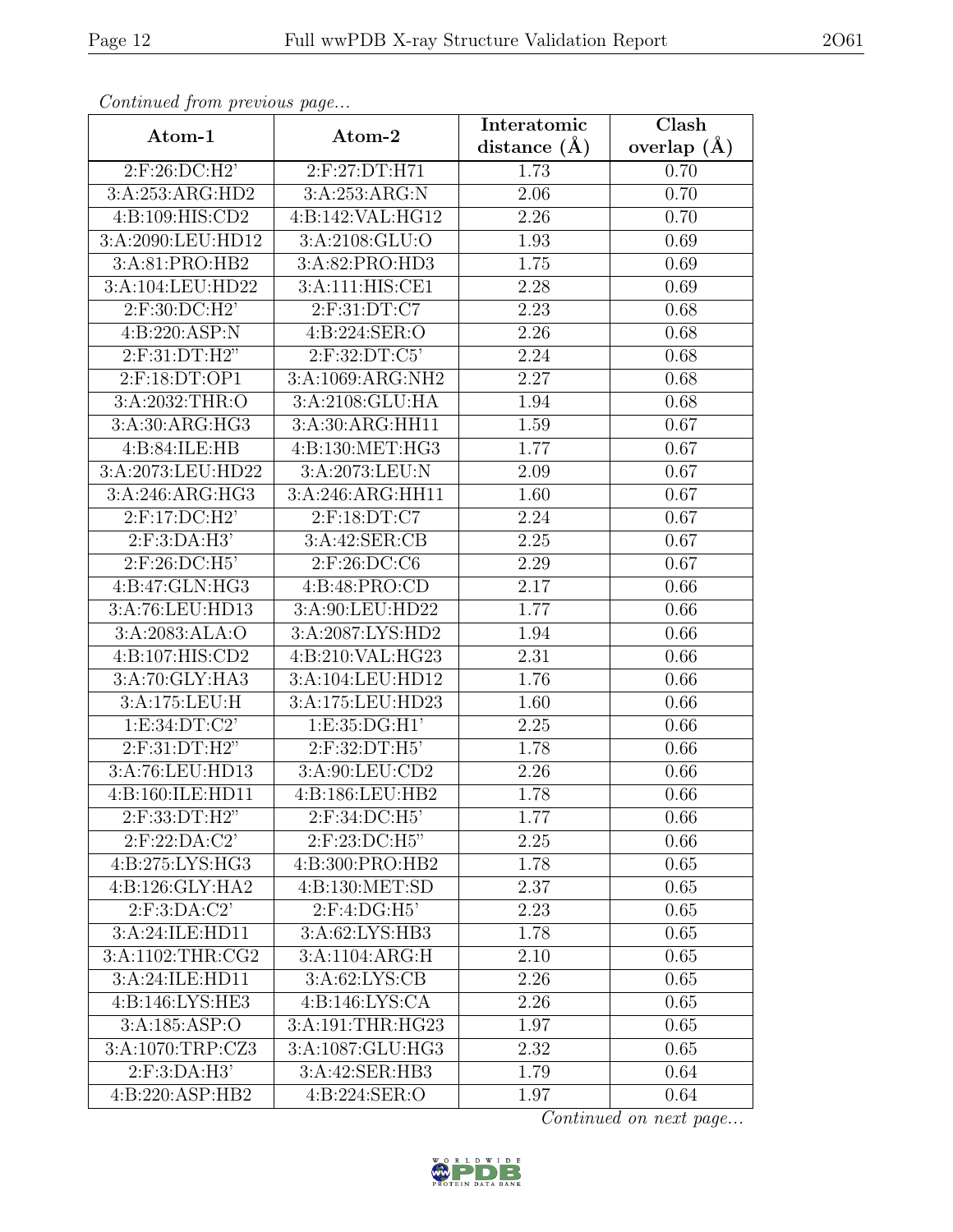*Continued from previous page...*

| Atom-1 | Atom-2 | Interatomic distance (Å) | Clash overlap (Å) |
|---|---|---|---|
| 2:F:26:DC:H2' | 2:F:27:DT:H71 | 1.73 | 0.70 |
| 3:A:253:ARG:HD2 | 3:A:253:ARG:N | 2.06 | 0.70 |
| 4:B:109:HIS:CD2 | 4:B:142:VAL:HG12 | 2.26 | 0.70 |
| 3:A:2090:LEU:HD12 | 3:A:2108:GLU:O | 1.93 | 0.69 |
| 3:A:81:PRO:HB2 | 3:A:82:PRO:HD3 | 1.75 | 0.69 |
| 3:A:104:LEU:HD22 | 3:A:111:HIS:CE1 | 2.28 | 0.69 |
| 2:F:30:DC:H2' | 2:F:31:DT:C7 | 2.23 | 0.68 |
| 4:B:220:ASP:N | 4:B:224:SER:O | 2.26 | 0.68 |
| 2:F:31:DT:H2" | 2:F:32:DT:C5' | 2.24 | 0.68 |
| 2:F:18:DT:OP1 | 3:A:1069:ARG:NH2 | 2.27 | 0.68 |
| 3:A:2032:THR:O | 3:A:2108:GLU:HA | 1.94 | 0.68 |
| 3:A:30:ARG:HG3 | 3:A:30:ARG:HH11 | 1.59 | 0.67 |
| 4:B:84:ILE:HB | 4:B:130:MET:HG3 | 1.77 | 0.67 |
| 3:A:2073:LEU:HD22 | 3:A:2073:LEU:N | 2.09 | 0.67 |
| 3:A:246:ARG:HG3 | 3:A:246:ARG:HH11 | 1.60 | 0.67 |
| 2:F:17:DC:H2' | 2:F:18:DT:C7 | 2.24 | 0.67 |
| 2:F:3:DA:H3' | 3:A:42:SER:CB | 2.25 | 0.67 |
| 2:F:26:DC:H5' | 2:F:26:DC:C6 | 2.29 | 0.67 |
| 4:B:47:GLN:HG3 | 4:B:48:PRO:CD | 2.17 | 0.66 |
| 3:A:76:LEU:HD13 | 3:A:90:LEU:HD22 | 1.77 | 0.66 |
| 3:A:2083:ALA:O | 3:A:2087:LYS:HD2 | 1.94 | 0.66 |
| 4:B:107:HIS:CD2 | 4:B:210:VAL:HG23 | 2.31 | 0.66 |
| 3:A:70:GLY:HA3 | 3:A:104:LEU:HD12 | 1.76 | 0.66 |
| 3:A:175:LEU:H | 3:A:175:LEU:HD23 | 1.60 | 0.66 |
| 1:E:34:DT:C2' | 1:E:35:DG:H1' | 2.25 | 0.66 |
| 2:F:31:DT:H2" | 2:F:32:DT:H5' | 1.78 | 0.66 |
| 3:A:76:LEU:HD13 | 3:A:90:LEU:CD2 | 2.26 | 0.66 |
| 4:B:160:ILE:HD11 | 4:B:186:LEU:HB2 | 1.78 | 0.66 |
| 2:F:33:DT:H2" | 2:F:34:DC:H5' | 1.77 | 0.66 |
| 2:F:22:DA:C2' | 2:F:23:DC:H5" | 2.25 | 0.66 |
| 4:B:275:LYS:HG3 | 4:B:300:PRO:HB2 | 1.78 | 0.65 |
| 4:B:126:GLY:HA2 | 4:B:130:MET:SD | 2.37 | 0.65 |
| 2:F:3:DA:C2' | 2:F:4:DG:H5' | 2.23 | 0.65 |
| 3:A:24:ILE:HD11 | 3:A:62:LYS:HB3 | 1.78 | 0.65 |
| 3:A:1102:THR:CG2 | 3:A:1104:ARG:H | 2.10 | 0.65 |
| 3:A:24:ILE:HD11 | 3:A:62:LYS:CB | 2.26 | 0.65 |
| 4:B:146:LYS:HE3 | 4:B:146:LYS:CA | 2.26 | 0.65 |
| 3:A:185:ASP:O | 3:A:191:THR:HG23 | 1.97 | 0.65 |
| 3:A:1070:TRP:CZ3 | 3:A:1087:GLU:HG3 | 2.32 | 0.65 |
| 2:F:3:DA:H3' | 3:A:42:SER:HB3 | 1.79 | 0.64 |
| 4:B:220:ASP:HB2 | 4:B:224:SER:O | 1.97 | 0.64 |

*Continued on next page...*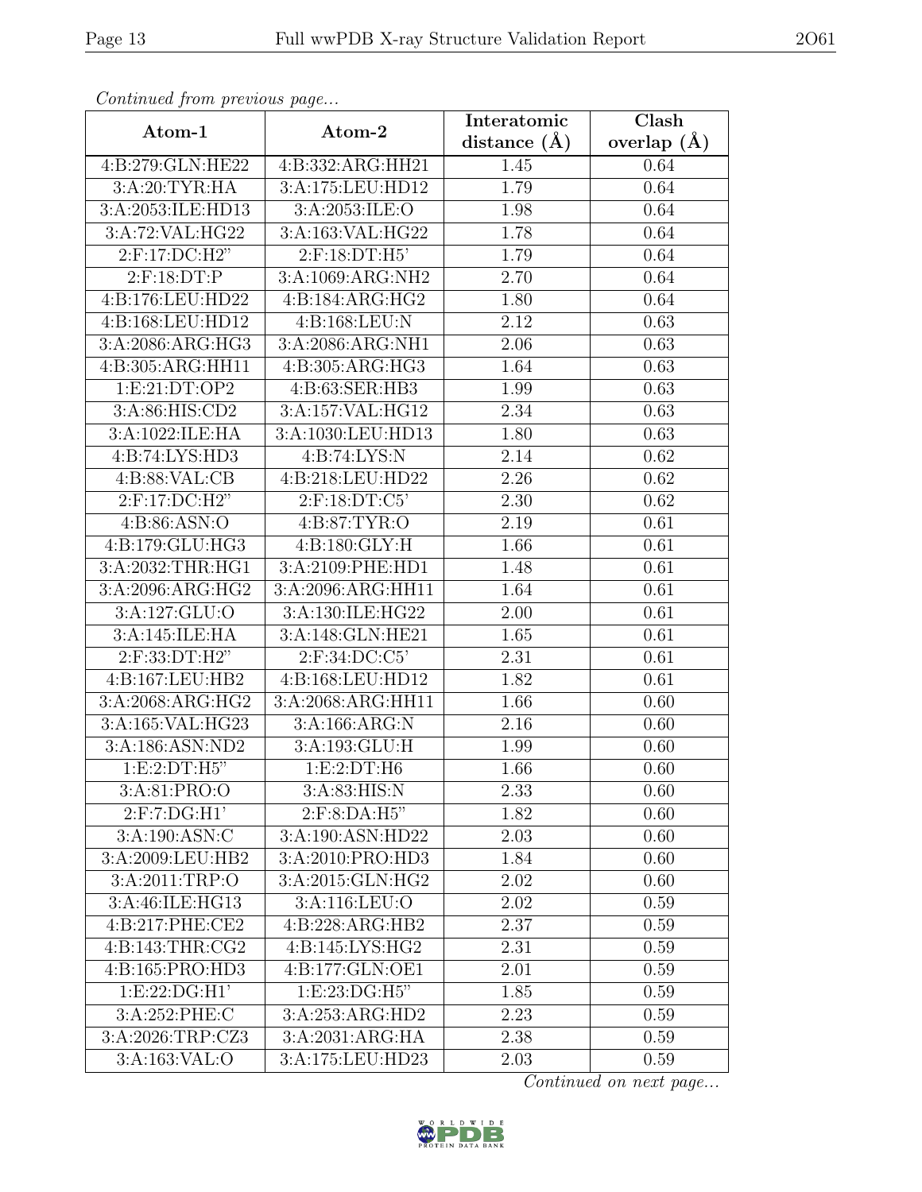*Continued from previous page...*

| Atom-1 | Atom-2 | Interatomic distance (Å) | Clash overlap (Å) |
|---|---|---|---|
| 4:B:279:GLN:HE22 | 4:B:332:ARG:HH21 | 1.45 | 0.64 |
| 3:A:20:TYR:HA | 3:A:175:LEU:HD12 | 1.79 | 0.64 |
| 3:A:2053:ILE:HD13 | 3:A:2053:ILE:O | 1.98 | 0.64 |
| 3:A:72:VAL:HG22 | 3:A:163:VAL:HG22 | 1.78 | 0.64 |
| 2:F:17:DC:H2" | 2:F:18:DT:H5' | 1.79 | 0.64 |
| 2:F:18:DT:P | 3:A:1069:ARG:NH2 | 2.70 | 0.64 |
| 4:B:176:LEU:HD22 | 4:B:184:ARG:HG2 | 1.80 | 0.64 |
| 4:B:168:LEU:HD12 | 4:B:168:LEU:N | 2.12 | 0.63 |
| 3:A:2086:ARG:HG3 | 3:A:2086:ARG:NH1 | 2.06 | 0.63 |
| 4:B:305:ARG:HH11 | 4:B:305:ARG:HG3 | 1.64 | 0.63 |
| 1:E:21:DT:OP2 | 4:B:63:SER:HB3 | 1.99 | 0.63 |
| 3:A:86:HIS:CD2 | 3:A:157:VAL:HG12 | 2.34 | 0.63 |
| 3:A:1022:ILE:HA | 3:A:1030:LEU:HD13 | 1.80 | 0.63 |
| 4:B:74:LYS:HD3 | 4:B:74:LYS:N | 2.14 | 0.62 |
| 4:B:88:VAL:CB | 4:B:218:LEU:HD22 | 2.26 | 0.62 |
| 2:F:17:DC:H2" | 2:F:18:DT:C5' | 2.30 | 0.62 |
| 4:B:86:ASN:O | 4:B:87:TYR:O | 2.19 | 0.61 |
| 4:B:179:GLU:HG3 | 4:B:180:GLY:H | 1.66 | 0.61 |
| 3:A:2032:THR:HG1 | 3:A:2109:PHE:HD1 | 1.48 | 0.61 |
| 3:A:2096:ARG:HG2 | 3:A:2096:ARG:HH11 | 1.64 | 0.61 |
| 3:A:127:GLU:O | 3:A:130:ILE:HG22 | 2.00 | 0.61 |
| 3:A:145:ILE:HA | 3:A:148:GLN:HE21 | 1.65 | 0.61 |
| 2:F:33:DT:H2" | 2:F:34:DC:C5' | 2.31 | 0.61 |
| 4:B:167:LEU:HB2 | 4:B:168:LEU:HD12 | 1.82 | 0.61 |
| 3:A:2068:ARG:HG2 | 3:A:2068:ARG:HH11 | 1.66 | 0.60 |
| 3:A:165:VAL:HG23 | 3:A:166:ARG:N | 2.16 | 0.60 |
| 3:A:186:ASN:ND2 | 3:A:193:GLU:H | 1.99 | 0.60 |
| 1:E:2:DT:H5" | 1:E:2:DT:H6 | 1.66 | 0.60 |
| 3:A:81:PRO:O | 3:A:83:HIS:N | 2.33 | 0.60 |
| 2:F:7:DG:H1' | 2:F:8:DA:H5" | 1.82 | 0.60 |
| 3:A:190:ASN:C | 3:A:190:ASN:HD22 | 2.03 | 0.60 |
| 3:A:2009:LEU:HB2 | 3:A:2010:PRO:HD3 | 1.84 | 0.60 |
| 3:A:2011:TRP:O | 3:A:2015:GLN:HG2 | 2.02 | 0.60 |
| 3:A:46:ILE:HG13 | 3:A:116:LEU:O | 2.02 | 0.59 |
| 4:B:217:PHE:CE2 | 4:B:228:ARG:HB2 | 2.37 | 0.59 |
| 4:B:143:THR:CG2 | 4:B:145:LYS:HG2 | 2.31 | 0.59 |
| 4:B:165:PRO:HD3 | 4:B:177:GLN:OE1 | 2.01 | 0.59 |
| 1:E:22:DG:H1' | 1:E:23:DG:H5" | 1.85 | 0.59 |
| 3:A:252:PHE:C | 3:A:253:ARG:HD2 | 2.23 | 0.59 |
| 3:A:2026:TRP:CZ3 | 3:A:2031:ARG:HA | 2.38 | 0.59 |
| 3:A:163:VAL:O | 3:A:175:LEU:HD23 | 2.03 | 0.59 |

*Continued on next page...*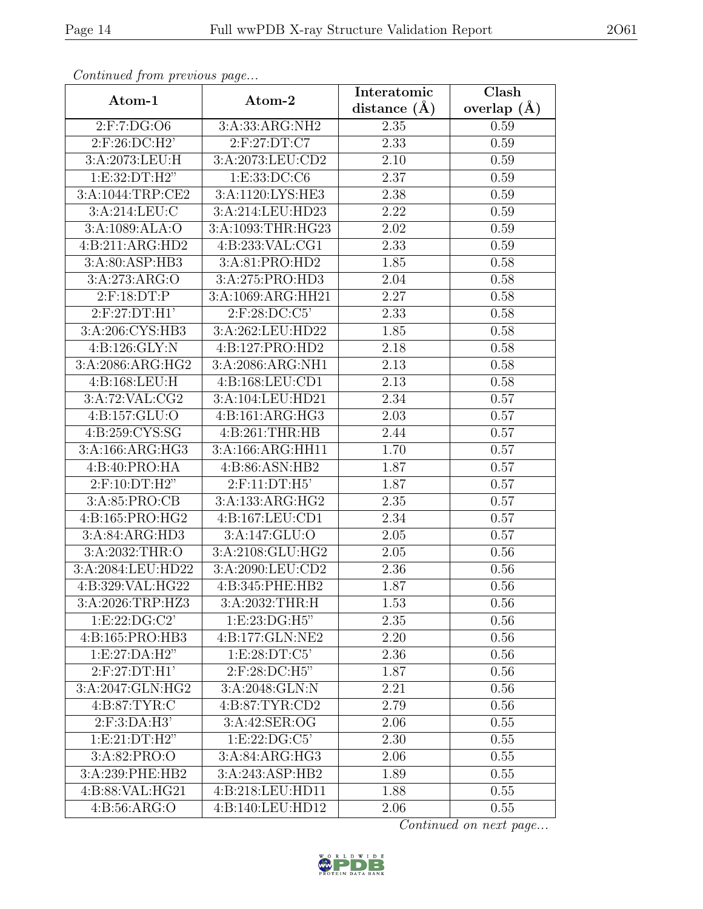*Continued from previous page...*

| Atom-1 | Atom-2 | Interatomic distance (Å) | Clash overlap (Å) |
|---|---|---|---|
| 2:F:7:DG:O6 | 3:A:33:ARG:NH2 | 2.35 | 0.59 |
| 2:F:26:DC:H2' | 2:F:27:DT:C7 | 2.33 | 0.59 |
| 3:A:2073:LEU:H | 3:A:2073:LEU:CD2 | 2.10 | 0.59 |
| 1:E:32:DT:H2" | 1:E:33:DC:C6 | 2.37 | 0.59 |
| 3:A:1044:TRP:CE2 | 3:A:1120:LYS:HE3 | 2.38 | 0.59 |
| 3:A:214:LEU:C | 3:A:214:LEU:HD23 | 2.22 | 0.59 |
| 3:A:1089:ALA:O | 3:A:1093:THR:HG23 | 2.02 | 0.59 |
| 4:B:211:ARG:HD2 | 4:B:233:VAL:CG1 | 2.33 | 0.59 |
| 3:A:80:ASP:HB3 | 3:A:81:PRO:HD2 | 1.85 | 0.58 |
| 3:A:273:ARG:O | 3:A:275:PRO:HD3 | 2.04 | 0.58 |
| 2:F:18:DT:P | 3:A:1069:ARG:HH21 | 2.27 | 0.58 |
| 2:F:27:DT:H1' | 2:F:28:DC:C5' | 2.33 | 0.58 |
| 3:A:206:CYS:HB3 | 3:A:262:LEU:HD22 | 1.85 | 0.58 |
| 4:B:126:GLY:N | 4:B:127:PRO:HD2 | 2.18 | 0.58 |
| 3:A:2086:ARG:HG2 | 3:A:2086:ARG:NH1 | 2.13 | 0.58 |
| 4:B:168:LEU:H | 4:B:168:LEU:CD1 | 2.13 | 0.58 |
| 3:A:72:VAL:CG2 | 3:A:104:LEU:HD21 | 2.34 | 0.57 |
| 4:B:157:GLU:O | 4:B:161:ARG:HG3 | 2.03 | 0.57 |
| 4:B:259:CYS:SG | 4:B:261:THR:HB | 2.44 | 0.57 |
| 3:A:166:ARG:HG3 | 3:A:166:ARG:HH11 | 1.70 | 0.57 |
| 4:B:40:PRO:HA | 4:B:86:ASN:HB2 | 1.87 | 0.57 |
| 2:F:10:DT:H2" | 2:F:11:DT:H5' | 1.87 | 0.57 |
| 3:A:85:PRO:CB | 3:A:133:ARG:HG2 | 2.35 | 0.57 |
| 4:B:165:PRO:HG2 | 4:B:167:LEU:CD1 | 2.34 | 0.57 |
| 3:A:84:ARG:HD3 | 3:A:147:GLU:O | 2.05 | 0.57 |
| 3:A:2032:THR:O | 3:A:2108:GLU:HG2 | 2.05 | 0.56 |
| 3:A:2084:LEU:HD22 | 3:A:2090:LEU:CD2 | 2.36 | 0.56 |
| 4:B:329:VAL:HG22 | 4:B:345:PHE:HB2 | 1.87 | 0.56 |
| 3:A:2026:TRP:HZ3 | 3:A:2032:THR:H | 1.53 | 0.56 |
| 1:E:22:DG:C2' | 1:E:23:DG:H5" | 2.35 | 0.56 |
| 4:B:165:PRO:HB3 | 4:B:177:GLN:NE2 | 2.20 | 0.56 |
| 1:E:27:DA:H2" | 1:E:28:DT:C5' | 2.36 | 0.56 |
| 2:F:27:DT:H1' | 2:F:28:DC:H5" | 1.87 | 0.56 |
| 3:A:2047:GLN:HG2 | 3:A:2048:GLN:N | 2.21 | 0.56 |
| 4:B:87:TYR:C | 4:B:87:TYR:CD2 | 2.79 | 0.56 |
| 2:F:3:DA:H3' | 3:A:42:SER:OG | 2.06 | 0.55 |
| 1:E:21:DT:H2" | 1:E:22:DG:C5' | 2.30 | 0.55 |
| 3:A:82:PRO:O | 3:A:84:ARG:HG3 | 2.06 | 0.55 |
| 3:A:239:PHE:HB2 | 3:A:243:ASP:HB2 | 1.89 | 0.55 |
| 4:B:88:VAL:HG21 | 4:B:218:LEU:HD11 | 1.88 | 0.55 |
| 4:B:56:ARG:O | 4:B:140:LEU:HD12 | 2.06 | 0.55 |

*Continued on next page...*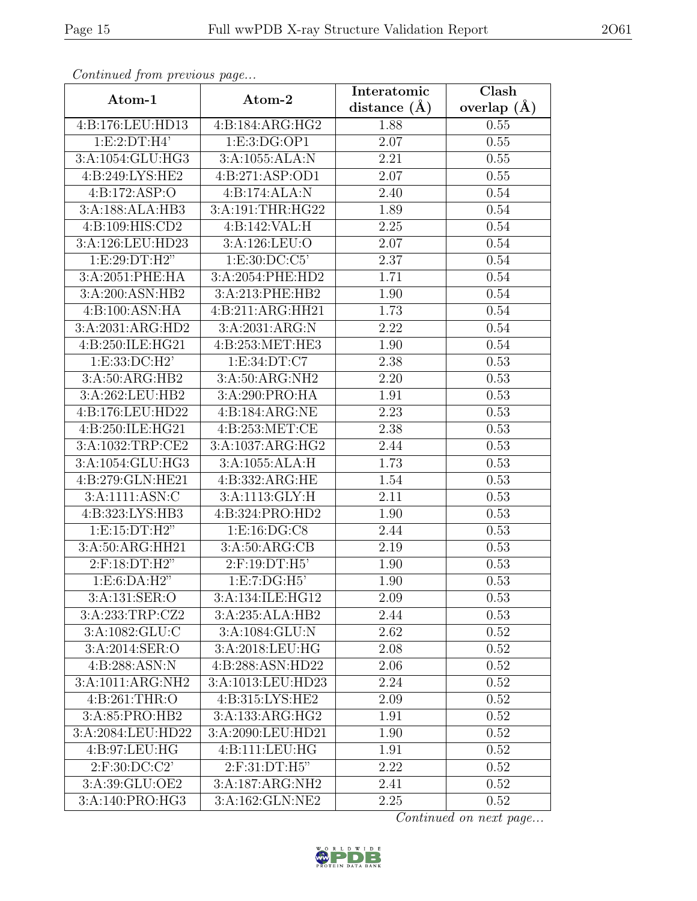*Continued from previous page...*

| Atom-1 | Atom-2 | Interatomic distance (Å) | Clash overlap (Å) |
|---|---|---|---|
| 4:B:176:LEU:HD13 | 4:B:184:ARG:HG2 | 1.88 | 0.55 |
| 1:E:2:DT:H4' | 1:E:3:DG:OP1 | 2.07 | 0.55 |
| 3:A:1054:GLU:HG3 | 3:A:1055:ALA:N | 2.21 | 0.55 |
| 4:B:249:LYS:HE2 | 4:B:271:ASP:OD1 | 2.07 | 0.55 |
| 4:B:172:ASP:O | 4:B:174:ALA:N | 2.40 | 0.54 |
| 3:A:188:ALA:HB3 | 3:A:191:THR:HG22 | 1.89 | 0.54 |
| 4:B:109:HIS:CD2 | 4:B:142:VAL:H | 2.25 | 0.54 |
| 3:A:126:LEU:HD23 | 3:A:126:LEU:O | 2.07 | 0.54 |
| 1:E:29:DT:H2" | 1:E:30:DC:C5' | 2.37 | 0.54 |
| 3:A:2051:PHE:HA | 3:A:2054:PHE:HD2 | 1.71 | 0.54 |
| 3:A:200:ASN:HB2 | 3:A:213:PHE:HB2 | 1.90 | 0.54 |
| 4:B:100:ASN:HA | 4:B:211:ARG:HH21 | 1.73 | 0.54 |
| 3:A:2031:ARG:HD2 | 3:A:2031:ARG:N | 2.22 | 0.54 |
| 4:B:250:ILE:HG21 | 4:B:253:MET:HE3 | 1.90 | 0.54 |
| 1:E:33:DC:H2' | 1:E:34:DT:C7 | 2.38 | 0.53 |
| 3:A:50:ARG:HB2 | 3:A:50:ARG:NH2 | 2.20 | 0.53 |
| 3:A:262:LEU:HB2 | 3:A:290:PRO:HA | 1.91 | 0.53 |
| 4:B:176:LEU:HD22 | 4:B:184:ARG:NE | 2.23 | 0.53 |
| 4:B:250:ILE:HG21 | 4:B:253:MET:CE | 2.38 | 0.53 |
| 3:A:1032:TRP:CE2 | 3:A:1037:ARG:HG2 | 2.44 | 0.53 |
| 3:A:1054:GLU:HG3 | 3:A:1055:ALA:H | 1.73 | 0.53 |
| 4:B:279:GLN:HE21 | 4:B:332:ARG:HE | 1.54 | 0.53 |
| 3:A:1111:ASN:C | 3:A:1113:GLY:H | 2.11 | 0.53 |
| 4:B:323:LYS:HB3 | 4:B:324:PRO:HD2 | 1.90 | 0.53 |
| 1:E:15:DT:H2" | 1:E:16:DG:C8 | 2.44 | 0.53 |
| 3:A:50:ARG:HH21 | 3:A:50:ARG:CB | 2.19 | 0.53 |
| 2:F:18:DT:H2" | 2:F:19:DT:H5' | 1.90 | 0.53 |
| 1:E:6:DA:H2" | 1:E:7:DG:H5' | 1.90 | 0.53 |
| 3:A:131:SER:O | 3:A:134:ILE:HG12 | 2.09 | 0.53 |
| 3:A:233:TRP:CZ2 | 3:A:235:ALA:HB2 | 2.44 | 0.53 |
| 3:A:1082:GLU:C | 3:A:1084:GLU:N | 2.62 | 0.52 |
| 3:A:2014:SER:O | 3:A:2018:LEU:HG | 2.08 | 0.52 |
| 4:B:288:ASN:N | 4:B:288:ASN:HD22 | 2.06 | 0.52 |
| 3:A:1011:ARG:NH2 | 3:A:1013:LEU:HD23 | 2.24 | 0.52 |
| 4:B:261:THR:O | 4:B:315:LYS:HE2 | 2.09 | 0.52 |
| 3:A:85:PRO:HB2 | 3:A:133:ARG:HG2 | 1.91 | 0.52 |
| 3:A:2084:LEU:HD22 | 3:A:2090:LEU:HD21 | 1.90 | 0.52 |
| 4:B:97:LEU:HG | 4:B:111:LEU:HG | 1.91 | 0.52 |
| 2:F:30:DC:C2' | 2:F:31:DT:H5" | 2.22 | 0.52 |
| 3:A:39:GLU:OE2 | 3:A:187:ARG:NH2 | 2.41 | 0.52 |
| 3:A:140:PRO:HG3 | 3:A:162:GLN:NE2 | 2.25 | 0.52 |

*Continued on next page...*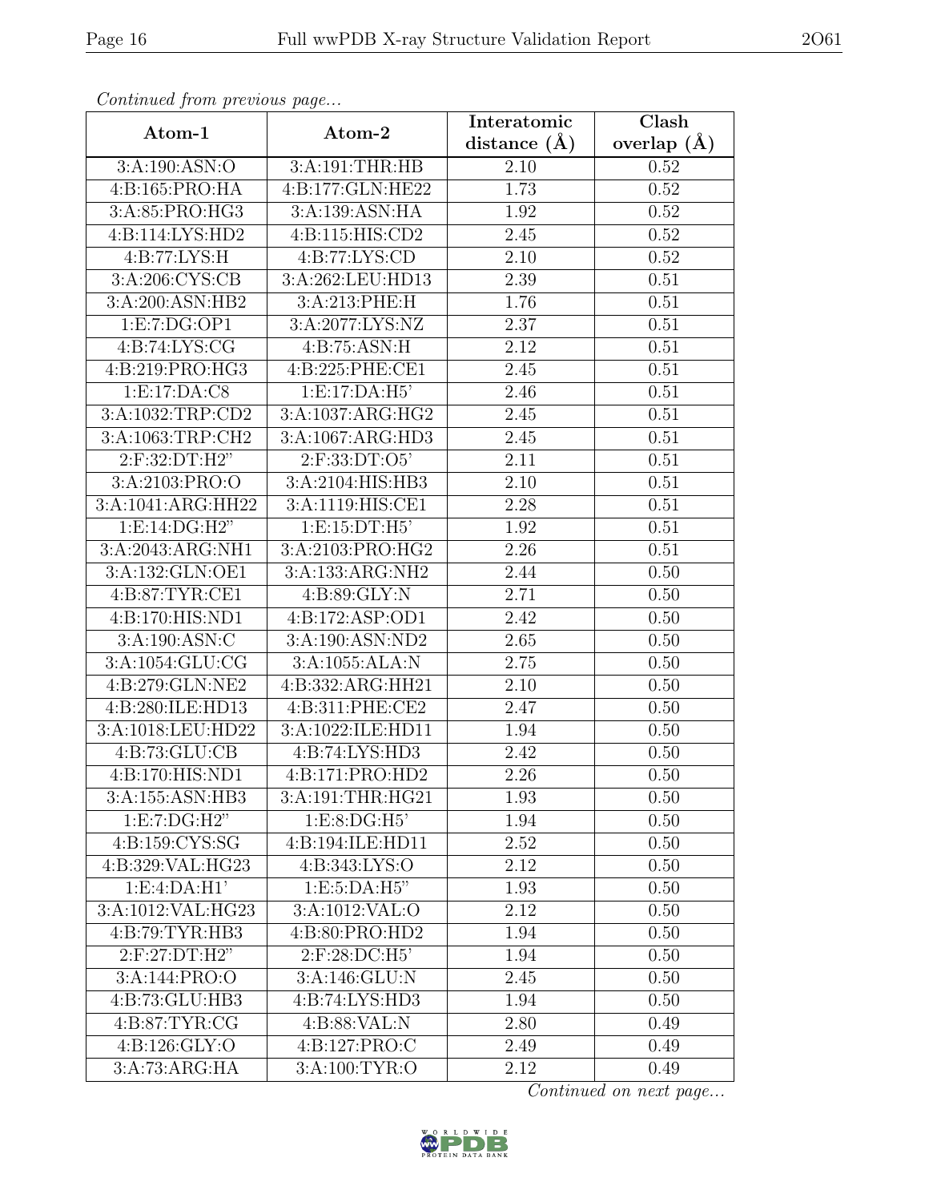*Continued from previous page...*

| Atom-1 | Atom-2 | Interatomic distance (Å) | Clash overlap (Å) |
|---|---|---|---|
| 3:A:190:ASN:O | 3:A:191:THR:HB | 2.10 | 0.52 |
| 4:B:165:PRO:HA | 4:B:177:GLN:HE22 | 1.73 | 0.52 |
| 3:A:85:PRO:HG3 | 3:A:139:ASN:HA | 1.92 | 0.52 |
| 4:B:114:LYS:HD2 | 4:B:115:HIS:CD2 | 2.45 | 0.52 |
| 4:B:77:LYS:H | 4:B:77:LYS:CD | 2.10 | 0.52 |
| 3:A:206:CYS:CB | 3:A:262:LEU:HD13 | 2.39 | 0.51 |
| 3:A:200:ASN:HB2 | 3:A:213:PHE:H | 1.76 | 0.51 |
| 1:E:7:DG:OP1 | 3:A:2077:LYS:NZ | 2.37 | 0.51 |
| 4:B:74:LYS:CG | 4:B:75:ASN:H | 2.12 | 0.51 |
| 4:B:219:PRO:HG3 | 4:B:225:PHE:CE1 | 2.45 | 0.51 |
| 1:E:17:DA:C8 | 1:E:17:DA:H5' | 2.46 | 0.51 |
| 3:A:1032:TRP:CD2 | 3:A:1037:ARG:HG2 | 2.45 | 0.51 |
| 3:A:1063:TRP:CH2 | 3:A:1067:ARG:HD3 | 2.45 | 0.51 |
| 2:F:32:DT:H2" | 2:F:33:DT:O5' | 2.11 | 0.51 |
| 3:A:2103:PRO:O | 3:A:2104:HIS:HB3 | 2.10 | 0.51 |
| 3:A:1041:ARG:HH22 | 3:A:1119:HIS:CE1 | 2.28 | 0.51 |
| 1:E:14:DG:H2" | 1:E:15:DT:H5' | 1.92 | 0.51 |
| 3:A:2043:ARG:NH1 | 3:A:2103:PRO:HG2 | 2.26 | 0.51 |
| 3:A:132:GLN:OE1 | 3:A:133:ARG:NH2 | 2.44 | 0.50 |
| 4:B:87:TYR:CE1 | 4:B:89:GLY:N | 2.71 | 0.50 |
| 4:B:170:HIS:ND1 | 4:B:172:ASP:OD1 | 2.42 | 0.50 |
| 3:A:190:ASN:C | 3:A:190:ASN:ND2 | 2.65 | 0.50 |
| 3:A:1054:GLU:CG | 3:A:1055:ALA:N | 2.75 | 0.50 |
| 4:B:279:GLN:NE2 | 4:B:332:ARG:HH21 | 2.10 | 0.50 |
| 4:B:280:ILE:HD13 | 4:B:311:PHE:CE2 | 2.47 | 0.50 |
| 3:A:1018:LEU:HD22 | 3:A:1022:ILE:HD11 | 1.94 | 0.50 |
| 4:B:73:GLU:CB | 4:B:74:LYS:HD3 | 2.42 | 0.50 |
| 4:B:170:HIS:ND1 | 4:B:171:PRO:HD2 | 2.26 | 0.50 |
| 3:A:155:ASN:HB3 | 3:A:191:THR:HG21 | 1.93 | 0.50 |
| 1:E:7:DG:H2" | 1:E:8:DG:H5' | 1.94 | 0.50 |
| 4:B:159:CYS:SG | 4:B:194:ILE:HD11 | 2.52 | 0.50 |
| 4:B:329:VAL:HG23 | 4:B:343:LYS:O | 2.12 | 0.50 |
| 1:E:4:DA:H1' | 1:E:5:DA:H5" | 1.93 | 0.50 |
| 3:A:1012:VAL:HG23 | 3:A:1012:VAL:O | 2.12 | 0.50 |
| 4:B:79:TYR:HB3 | 4:B:80:PRO:HD2 | 1.94 | 0.50 |
| 2:F:27:DT:H2" | 2:F:28:DC:H5' | 1.94 | 0.50 |
| 3:A:144:PRO:O | 3:A:146:GLU:N | 2.45 | 0.50 |
| 4:B:73:GLU:HB3 | 4:B:74:LYS:HD3 | 1.94 | 0.50 |
| 4:B:87:TYR:CG | 4:B:88:VAL:N | 2.80 | 0.49 |
| 4:B:126:GLY:O | 4:B:127:PRO:C | 2.49 | 0.49 |
| 3:A:73:ARG:HA | 3:A:100:TYR:O | 2.12 | 0.49 |

*Continued on next page...*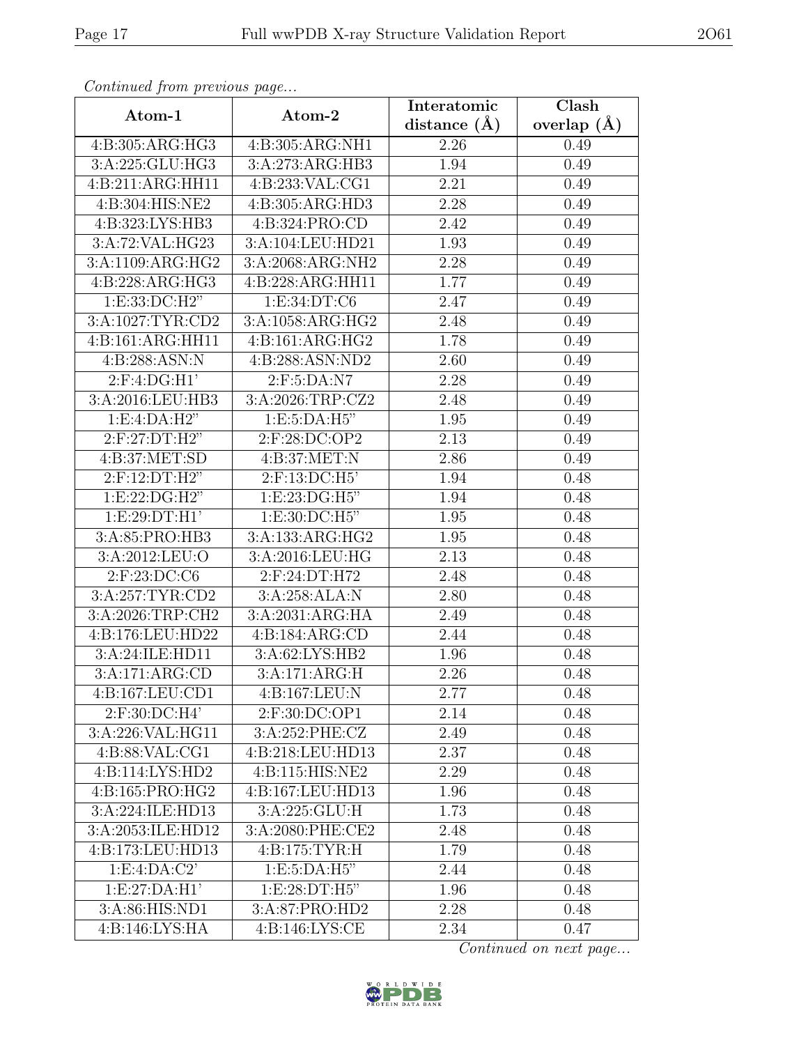*Continued from previous page...*

| Atom-1 | Atom-2 | Interatomic distance (Å) | Clash overlap (Å) |
|---|---|---|---|
| 4:B:305:ARG:HG3 | 4:B:305:ARG:NH1 | 2.26 | 0.49 |
| 3:A:225:GLU:HG3 | 3:A:273:ARG:HB3 | 1.94 | 0.49 |
| 4:B:211:ARG:HH11 | 4:B:233:VAL:CG1 | 2.21 | 0.49 |
| 4:B:304:HIS:NE2 | 4:B:305:ARG:HD3 | 2.28 | 0.49 |
| 4:B:323:LYS:HB3 | 4:B:324:PRO:CD | 2.42 | 0.49 |
| 3:A:72:VAL:HG23 | 3:A:104:LEU:HD21 | 1.93 | 0.49 |
| 3:A:1109:ARG:HG2 | 3:A:2068:ARG:NH2 | 2.28 | 0.49 |
| 4:B:228:ARG:HG3 | 4:B:228:ARG:HH11 | 1.77 | 0.49 |
| 1:E:33:DC:H2" | 1:E:34:DT:C6 | 2.47 | 0.49 |
| 3:A:1027:TYR:CD2 | 3:A:1058:ARG:HG2 | 2.48 | 0.49 |
| 4:B:161:ARG:HH11 | 4:B:161:ARG:HG2 | 1.78 | 0.49 |
| 4:B:288:ASN:N | 4:B:288:ASN:ND2 | 2.60 | 0.49 |
| 2:F:4:DG:H1' | 2:F:5:DA:N7 | 2.28 | 0.49 |
| 3:A:2016:LEU:HB3 | 3:A:2026:TRP:CZ2 | 2.48 | 0.49 |
| 1:E:4:DA:H2" | 1:E:5:DA:H5" | 1.95 | 0.49 |
| 2:F:27:DT:H2" | 2:F:28:DC:OP2 | 2.13 | 0.49 |
| 4:B:37:MET:SD | 4:B:37:MET:N | 2.86 | 0.49 |
| 2:F:12:DT:H2" | 2:F:13:DC:H5' | 1.94 | 0.48 |
| 1:E:22:DG:H2" | 1:E:23:DG:H5" | 1.94 | 0.48 |
| 1:E:29:DT:H1' | 1:E:30:DC:H5" | 1.95 | 0.48 |
| 3:A:85:PRO:HB3 | 3:A:133:ARG:HG2 | 1.95 | 0.48 |
| 3:A:2012:LEU:O | 3:A:2016:LEU:HG | 2.13 | 0.48 |
| 2:F:23:DC:C6 | 2:F:24:DT:H72 | 2.48 | 0.48 |
| 3:A:257:TYR:CD2 | 3:A:258:ALA:N | 2.80 | 0.48 |
| 3:A:2026:TRP:CH2 | 3:A:2031:ARG:HA | 2.49 | 0.48 |
| 4:B:176:LEU:HD22 | 4:B:184:ARG:CD | 2.44 | 0.48 |
| 3:A:24:ILE:HD11 | 3:A:62:LYS:HB2 | 1.96 | 0.48 |
| 3:A:171:ARG:CD | 3:A:171:ARG:H | 2.26 | 0.48 |
| 4:B:167:LEU:CD1 | 4:B:167:LEU:N | 2.77 | 0.48 |
| 2:F:30:DC:H4' | 2:F:30:DC:OP1 | 2.14 | 0.48 |
| 3:A:226:VAL:HG11 | 3:A:252:PHE:CZ | 2.49 | 0.48 |
| 4:B:88:VAL:CG1 | 4:B:218:LEU:HD13 | 2.37 | 0.48 |
| 4:B:114:LYS:HD2 | 4:B:115:HIS:NE2 | 2.29 | 0.48 |
| 4:B:165:PRO:HG2 | 4:B:167:LEU:HD13 | 1.96 | 0.48 |
| 3:A:224:ILE:HD13 | 3:A:225:GLU:H | 1.73 | 0.48 |
| 3:A:2053:ILE:HD12 | 3:A:2080:PHE:CE2 | 2.48 | 0.48 |
| 4:B:173:LEU:HD13 | 4:B:175:TYR:H | 1.79 | 0.48 |
| 1:E:4:DA:C2' | 1:E:5:DA:H5" | 2.44 | 0.48 |
| 1:E:27:DA:H1' | 1:E:28:DT:H5" | 1.96 | 0.48 |
| 3:A:86:HIS:ND1 | 3:A:87:PRO:HD2 | 2.28 | 0.48 |
| 4:B:146:LYS:HA | 4:B:146:LYS:CE | 2.34 | 0.47 |

*Continued on next page...*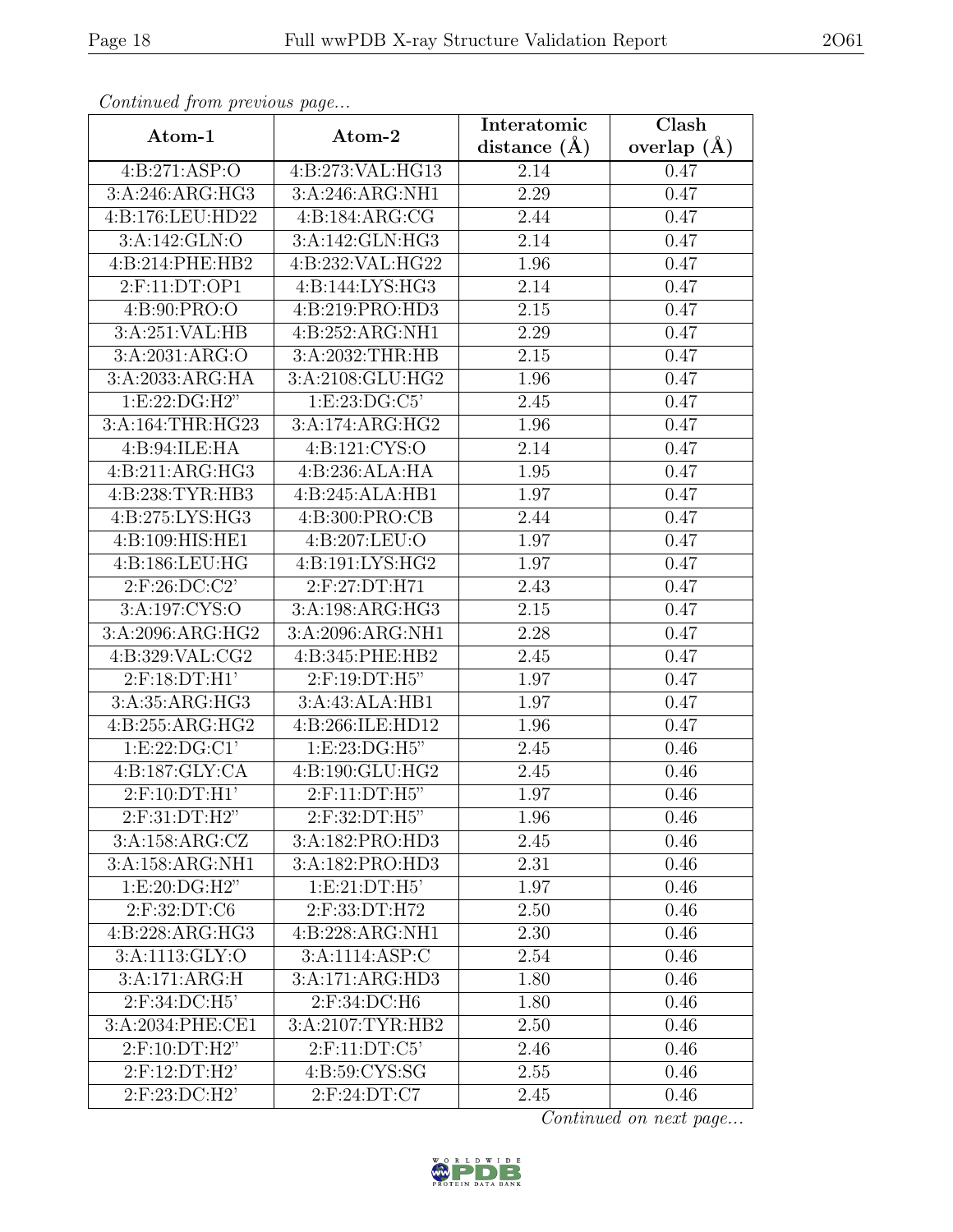*Continued from previous page...*

| Atom-1 | Atom-2 | Interatomic distance (Å) | Clash overlap (Å) |
|---|---|---|---|
| 4:B:271:ASP:O | 4:B:273:VAL:HG13 | 2.14 | 0.47 |
| 3:A:246:ARG:HG3 | 3:A:246:ARG:NH1 | 2.29 | 0.47 |
| 4:B:176:LEU:HD22 | 4:B:184:ARG:CG | 2.44 | 0.47 |
| 3:A:142:GLN:O | 3:A:142:GLN:HG3 | 2.14 | 0.47 |
| 4:B:214:PHE:HB2 | 4:B:232:VAL:HG22 | 1.96 | 0.47 |
| 2:F:11:DT:OP1 | 4:B:144:LYS:HG3 | 2.14 | 0.47 |
| 4:B:90:PRO:O | 4:B:219:PRO:HD3 | 2.15 | 0.47 |
| 3:A:251:VAL:HB | 4:B:252:ARG:NH1 | 2.29 | 0.47 |
| 3:A:2031:ARG:O | 3:A:2032:THR:HB | 2.15 | 0.47 |
| 3:A:2033:ARG:HA | 3:A:2108:GLU:HG2 | 1.96 | 0.47 |
| 1:E:22:DG:H2" | 1:E:23:DG:C5' | 2.45 | 0.47 |
| 3:A:164:THR:HG23 | 3:A:174:ARG:HG2 | 1.96 | 0.47 |
| 4:B:94:ILE:HA | 4:B:121:CYS:O | 2.14 | 0.47 |
| 4:B:211:ARG:HG3 | 4:B:236:ALA:HA | 1.95 | 0.47 |
| 4:B:238:TYR:HB3 | 4:B:245:ALA:HB1 | 1.97 | 0.47 |
| 4:B:275:LYS:HG3 | 4:B:300:PRO:CB | 2.44 | 0.47 |
| 4:B:109:HIS:HE1 | 4:B:207:LEU:O | 1.97 | 0.47 |
| 4:B:186:LEU:HG | 4:B:191:LYS:HG2 | 1.97 | 0.47 |
| 2:F:26:DC:C2' | 2:F:27:DT:H71 | 2.43 | 0.47 |
| 3:A:197:CYS:O | 3:A:198:ARG:HG3 | 2.15 | 0.47 |
| 3:A:2096:ARG:HG2 | 3:A:2096:ARG:NH1 | 2.28 | 0.47 |
| 4:B:329:VAL:CG2 | 4:B:345:PHE:HB2 | 2.45 | 0.47 |
| 2:F:18:DT:H1' | 2:F:19:DT:H5" | 1.97 | 0.47 |
| 3:A:35:ARG:HG3 | 3:A:43:ALA:HB1 | 1.97 | 0.47 |
| 4:B:255:ARG:HG2 | 4:B:266:ILE:HD12 | 1.96 | 0.47 |
| 1:E:22:DG:C1' | 1:E:23:DG:H5" | 2.45 | 0.46 |
| 4:B:187:GLY:CA | 4:B:190:GLU:HG2 | 2.45 | 0.46 |
| 2:F:10:DT:H1' | 2:F:11:DT:H5" | 1.97 | 0.46 |
| 2:F:31:DT:H2" | 2:F:32:DT:H5" | 1.96 | 0.46 |
| 3:A:158:ARG:CZ | 3:A:182:PRO:HD3 | 2.45 | 0.46 |
| 3:A:158:ARG:NH1 | 3:A:182:PRO:HD3 | 2.31 | 0.46 |
| 1:E:20:DG:H2" | 1:E:21:DT:H5' | 1.97 | 0.46 |
| 2:F:32:DT:C6 | 2:F:33:DT:H72 | 2.50 | 0.46 |
| 4:B:228:ARG:HG3 | 4:B:228:ARG:NH1 | 2.30 | 0.46 |
| 3:A:1113:GLY:O | 3:A:1114:ASP:C | 2.54 | 0.46 |
| 3:A:171:ARG:H | 3:A:171:ARG:HD3 | 1.80 | 0.46 |
| 2:F:34:DC:H5' | 2:F:34:DC:H6 | 1.80 | 0.46 |
| 3:A:2034:PHE:CE1 | 3:A:2107:TYR:HB2 | 2.50 | 0.46 |
| 2:F:10:DT:H2" | 2:F:11:DT:C5' | 2.46 | 0.46 |
| 2:F:12:DT:H2' | 4:B:59:CYS:SG | 2.55 | 0.46 |
| 2:F:23:DC:H2' | 2:F:24:DT:C7 | 2.45 | 0.46 |

*Continued on next page...*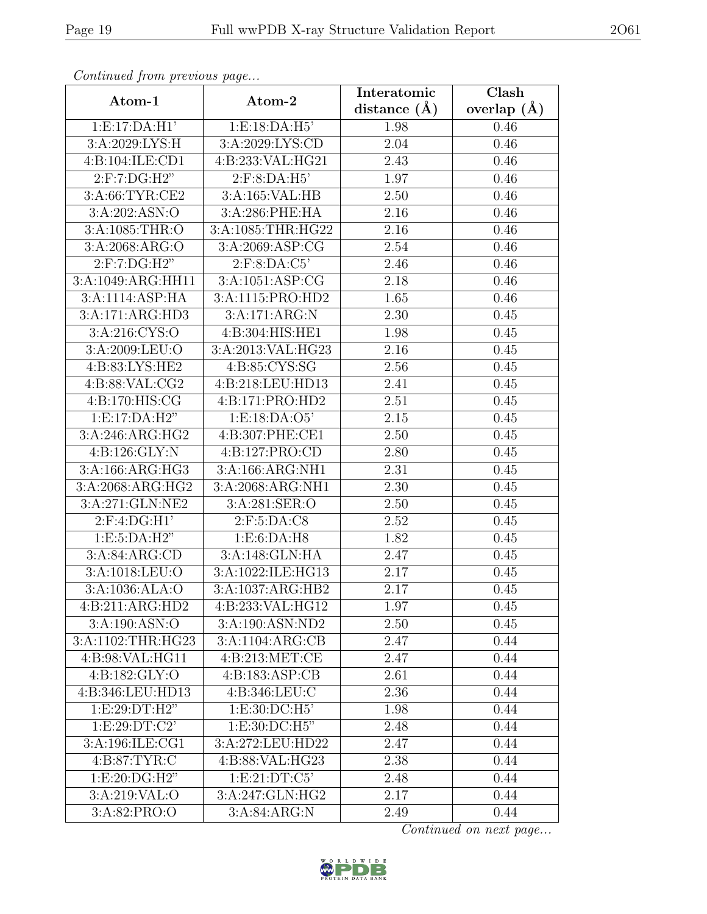*Continued from previous page...*

| Atom-1 | Atom-2 | Interatomic distance (Å) | Clash overlap (Å) |
|---|---|---|---|
| 1:E:17:DA:H1' | 1:E:18:DA:H5' | 1.98 | 0.46 |
| 3:A:2029:LYS:H | 3:A:2029:LYS:CD | 2.04 | 0.46 |
| 4:B:104:ILE:CD1 | 4:B:233:VAL:HG21 | 2.43 | 0.46 |
| 2:F:7:DG:H2" | 2:F:8:DA:H5' | 1.97 | 0.46 |
| 3:A:66:TYR:CE2 | 3:A:165:VAL:HB | 2.50 | 0.46 |
| 3:A:202:ASN:O | 3:A:286:PHE:HA | 2.16 | 0.46 |
| 3:A:1085:THR:O | 3:A:1085:THR:HG22 | 2.16 | 0.46 |
| 3:A:2068:ARG:O | 3:A:2069:ASP:CG | 2.54 | 0.46 |
| 2:F:7:DG:H2" | 2:F:8:DA:C5' | 2.46 | 0.46 |
| 3:A:1049:ARG:HH11 | 3:A:1051:ASP:CG | 2.18 | 0.46 |
| 3:A:1114:ASP:HA | 3:A:1115:PRO:HD2 | 1.65 | 0.46 |
| 3:A:171:ARG:HD3 | 3:A:171:ARG:N | 2.30 | 0.45 |
| 3:A:216:CYS:O | 4:B:304:HIS:HE1 | 1.98 | 0.45 |
| 3:A:2009:LEU:O | 3:A:2013:VAL:HG23 | 2.16 | 0.45 |
| 4:B:83:LYS:HE2 | 4:B:85:CYS:SG | 2.56 | 0.45 |
| 4:B:88:VAL:CG2 | 4:B:218:LEU:HD13 | 2.41 | 0.45 |
| 4:B:170:HIS:CG | 4:B:171:PRO:HD2 | 2.51 | 0.45 |
| 1:E:17:DA:H2" | 1:E:18:DA:O5' | 2.15 | 0.45 |
| 3:A:246:ARG:HG2 | 4:B:307:PHE:CE1 | 2.50 | 0.45 |
| 4:B:126:GLY:N | 4:B:127:PRO:CD | 2.80 | 0.45 |
| 3:A:166:ARG:HG3 | 3:A:166:ARG:NH1 | 2.31 | 0.45 |
| 3:A:2068:ARG:HG2 | 3:A:2068:ARG:NH1 | 2.30 | 0.45 |
| 3:A:271:GLN:NE2 | 3:A:281:SER:O | 2.50 | 0.45 |
| 2:F:4:DG:H1' | 2:F:5:DA:C8 | 2.52 | 0.45 |
| 1:E:5:DA:H2" | 1:E:6:DA:H8 | 1.82 | 0.45 |
| 3:A:84:ARG:CD | 3:A:148:GLN:HA | 2.47 | 0.45 |
| 3:A:1018:LEU:O | 3:A:1022:ILE:HG13 | 2.17 | 0.45 |
| 3:A:1036:ALA:O | 3:A:1037:ARG:HB2 | 2.17 | 0.45 |
| 4:B:211:ARG:HD2 | 4:B:233:VAL:HG12 | 1.97 | 0.45 |
| 3:A:190:ASN:O | 3:A:190:ASN:ND2 | 2.50 | 0.45 |
| 3:A:1102:THR:HG23 | 3:A:1104:ARG:CB | 2.47 | 0.44 |
| 4:B:98:VAL:HG11 | 4:B:213:MET:CE | 2.47 | 0.44 |
| 4:B:182:GLY:O | 4:B:183:ASP:CB | 2.61 | 0.44 |
| 4:B:346:LEU:HD13 | 4:B:346:LEU:C | 2.36 | 0.44 |
| 1:E:29:DT:H2" | 1:E:30:DC:H5' | 1.98 | 0.44 |
| 1:E:29:DT:C2' | 1:E:30:DC:H5" | 2.48 | 0.44 |
| 3:A:196:ILE:CG1 | 3:A:272:LEU:HD22 | 2.47 | 0.44 |
| 4:B:87:TYR:C | 4:B:88:VAL:HG23 | 2.38 | 0.44 |
| 1:E:20:DG:H2" | 1:E:21:DT:C5' | 2.48 | 0.44 |
| 3:A:219:VAL:O | 3:A:247:GLN:HG2 | 2.17 | 0.44 |
| 3:A:82:PRO:O | 3:A:84:ARG:N | 2.49 | 0.44 |

*Continued on next page...*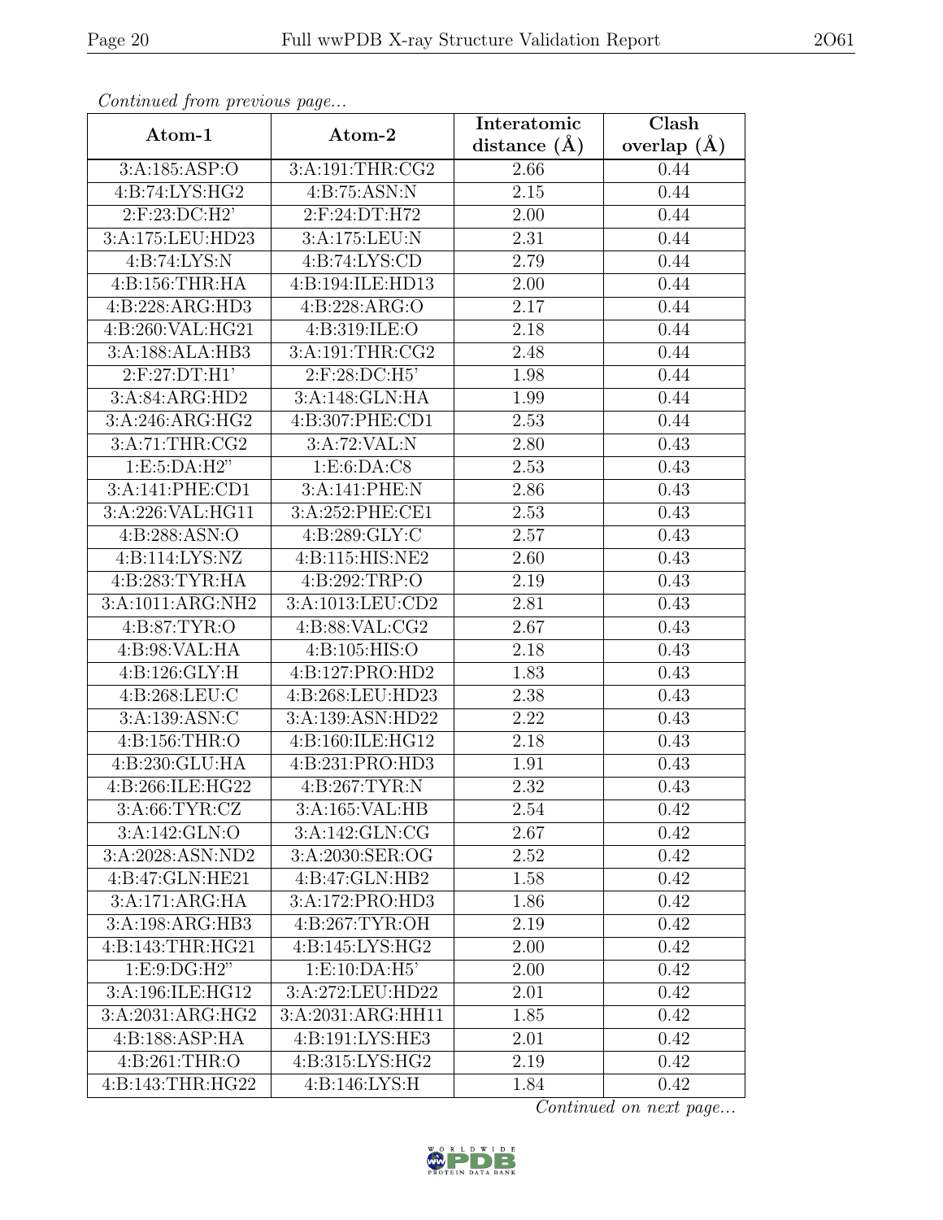*Continued from previous page...*

| Atom-1 | Atom-2 | Interatomic distance (Å) | Clash overlap (Å) |
|---|---|---|---|
| 3:A:185:ASP:O | 3:A:191:THR:CG2 | 2.66 | 0.44 |
| 4:B:74:LYS:HG2 | 4:B:75:ASN:N | 2.15 | 0.44 |
| 2:F:23:DC:H2' | 2:F:24:DT:H72 | 2.00 | 0.44 |
| 3:A:175:LEU:HD23 | 3:A:175:LEU:N | 2.31 | 0.44 |
| 4:B:74:LYS:N | 4:B:74:LYS:CD | 2.79 | 0.44 |
| 4:B:156:THR:HA | 4:B:194:ILE:HD13 | 2.00 | 0.44 |
| 4:B:228:ARG:HD3 | 4:B:228:ARG:O | 2.17 | 0.44 |
| 4:B:260:VAL:HG21 | 4:B:319:ILE:O | 2.18 | 0.44 |
| 3:A:188:ALA:HB3 | 3:A:191:THR:CG2 | 2.48 | 0.44 |
| 2:F:27:DT:H1' | 2:F:28:DC:H5' | 1.98 | 0.44 |
| 3:A:84:ARG:HD2 | 3:A:148:GLN:HA | 1.99 | 0.44 |
| 3:A:246:ARG:HG2 | 4:B:307:PHE:CD1 | 2.53 | 0.44 |
| 3:A:71:THR:CG2 | 3:A:72:VAL:N | 2.80 | 0.43 |
| 1:E:5:DA:H2" | 1:E:6:DA:C8 | 2.53 | 0.43 |
| 3:A:141:PHE:CD1 | 3:A:141:PHE:N | 2.86 | 0.43 |
| 3:A:226:VAL:HG11 | 3:A:252:PHE:CE1 | 2.53 | 0.43 |
| 4:B:288:ASN:O | 4:B:289:GLY:C | 2.57 | 0.43 |
| 4:B:114:LYS:NZ | 4:B:115:HIS:NE2 | 2.60 | 0.43 |
| 4:B:283:TYR:HA | 4:B:292:TRP:O | 2.19 | 0.43 |
| 3:A:1011:ARG:NH2 | 3:A:1013:LEU:CD2 | 2.81 | 0.43 |
| 4:B:87:TYR:O | 4:B:88:VAL:CG2 | 2.67 | 0.43 |
| 4:B:98:VAL:HA | 4:B:105:HIS:O | 2.18 | 0.43 |
| 4:B:126:GLY:H | 4:B:127:PRO:HD2 | 1.83 | 0.43 |
| 4:B:268:LEU:C | 4:B:268:LEU:HD23 | 2.38 | 0.43 |
| 3:A:139:ASN:C | 3:A:139:ASN:HD22 | 2.22 | 0.43 |
| 4:B:156:THR:O | 4:B:160:ILE:HG12 | 2.18 | 0.43 |
| 4:B:230:GLU:HA | 4:B:231:PRO:HD3 | 1.91 | 0.43 |
| 4:B:266:ILE:HG22 | 4:B:267:TYR:N | 2.32 | 0.43 |
| 3:A:66:TYR:CZ | 3:A:165:VAL:HB | 2.54 | 0.42 |
| 3:A:142:GLN:O | 3:A:142:GLN:CG | 2.67 | 0.42 |
| 3:A:2028:ASN:ND2 | 3:A:2030:SER:OG | 2.52 | 0.42 |
| 4:B:47:GLN:HE21 | 4:B:47:GLN:HB2 | 1.58 | 0.42 |
| 3:A:171:ARG:HA | 3:A:172:PRO:HD3 | 1.86 | 0.42 |
| 3:A:198:ARG:HB3 | 4:B:267:TYR:OH | 2.19 | 0.42 |
| 4:B:143:THR:HG21 | 4:B:145:LYS:HG2 | 2.00 | 0.42 |
| 1:E:9:DG:H2" | 1:E:10:DA:H5' | 2.00 | 0.42 |
| 3:A:196:ILE:HG12 | 3:A:272:LEU:HD22 | 2.01 | 0.42 |
| 3:A:2031:ARG:HG2 | 3:A:2031:ARG:HH11 | 1.85 | 0.42 |
| 4:B:188:ASP:HA | 4:B:191:LYS:HE3 | 2.01 | 0.42 |
| 4:B:261:THR:O | 4:B:315:LYS:HG2 | 2.19 | 0.42 |
| 4:B:143:THR:HG22 | 4:B:146:LYS:H | 1.84 | 0.42 |

*Continued on next page...*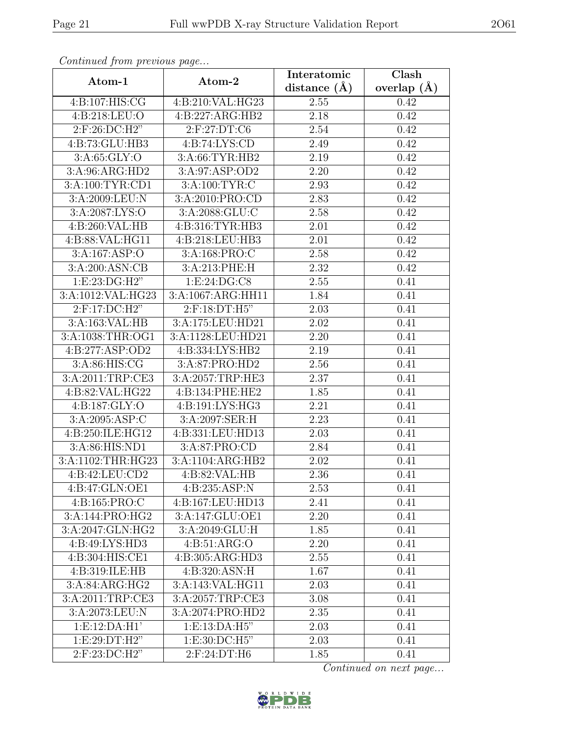*Continued from previous page...*

| Atom-1 | Atom-2 | Interatomic distance (Å) | Clash overlap (Å) |
|---|---|---|---|
| 4:B:107:HIS:CG | 4:B:210:VAL:HG23 | 2.55 | 0.42 |
| 4:B:218:LEU:O | 4:B:227:ARG:HB2 | 2.18 | 0.42 |
| 2:F:26:DC:H2" | 2:F:27:DT:C6 | 2.54 | 0.42 |
| 4:B:73:GLU:HB3 | 4:B:74:LYS:CD | 2.49 | 0.42 |
| 3:A:65:GLY:O | 3:A:66:TYR:HB2 | 2.19 | 0.42 |
| 3:A:96:ARG:HD2 | 3:A:97:ASP:OD2 | 2.20 | 0.42 |
| 3:A:100:TYR:CD1 | 3:A:100:TYR:C | 2.93 | 0.42 |
| 3:A:2009:LEU:N | 3:A:2010:PRO:CD | 2.83 | 0.42 |
| 3:A:2087:LYS:O | 3:A:2088:GLU:C | 2.58 | 0.42 |
| 4:B:260:VAL:HB | 4:B:316:TYR:HB3 | 2.01 | 0.42 |
| 4:B:88:VAL:HG11 | 4:B:218:LEU:HB3 | 2.01 | 0.42 |
| 3:A:167:ASP:O | 3:A:168:PRO:C | 2.58 | 0.42 |
| 3:A:200:ASN:CB | 3:A:213:PHE:H | 2.32 | 0.42 |
| 1:E:23:DG:H2" | 1:E:24:DG:C8 | 2.55 | 0.41 |
| 3:A:1012:VAL:HG23 | 3:A:1067:ARG:HH11 | 1.84 | 0.41 |
| 2:F:17:DC:H2" | 2:F:18:DT:H5" | 2.03 | 0.41 |
| 3:A:163:VAL:HB | 3:A:175:LEU:HD21 | 2.02 | 0.41 |
| 3:A:1038:THR:OG1 | 3:A:1128:LEU:HD21 | 2.20 | 0.41 |
| 4:B:277:ASP:OD2 | 4:B:334:LYS:HB2 | 2.19 | 0.41 |
| 3:A:86:HIS:CG | 3:A:87:PRO:HD2 | 2.56 | 0.41 |
| 3:A:2011:TRP:CE3 | 3:A:2057:TRP:HE3 | 2.37 | 0.41 |
| 4:B:82:VAL:HG22 | 4:B:134:PHE:HE2 | 1.85 | 0.41 |
| 4:B:187:GLY:O | 4:B:191:LYS:HG3 | 2.21 | 0.41 |
| 3:A:2095:ASP:C | 3:A:2097:SER:H | 2.23 | 0.41 |
| 4:B:250:ILE:HG12 | 4:B:331:LEU:HD13 | 2.03 | 0.41 |
| 3:A:86:HIS:ND1 | 3:A:87:PRO:CD | 2.84 | 0.41 |
| 3:A:1102:THR:HG23 | 3:A:1104:ARG:HB2 | 2.02 | 0.41 |
| 4:B:42:LEU:CD2 | 4:B:82:VAL:HB | 2.36 | 0.41 |
| 4:B:47:GLN:OE1 | 4:B:235:ASP:N | 2.53 | 0.41 |
| 4:B:165:PRO:C | 4:B:167:LEU:HD13 | 2.41 | 0.41 |
| 3:A:144:PRO:HG2 | 3:A:147:GLU:OE1 | 2.20 | 0.41 |
| 3:A:2047:GLN:HG2 | 3:A:2049:GLU:H | 1.85 | 0.41 |
| 4:B:49:LYS:HD3 | 4:B:51:ARG:O | 2.20 | 0.41 |
| 4:B:304:HIS:CE1 | 4:B:305:ARG:HD3 | 2.55 | 0.41 |
| 4:B:319:ILE:HB | 4:B:320:ASN:H | 1.67 | 0.41 |
| 3:A:84:ARG:HG2 | 3:A:143:VAL:HG11 | 2.03 | 0.41 |
| 3:A:2011:TRP:CE3 | 3:A:2057:TRP:CE3 | 3.08 | 0.41 |
| 3:A:2073:LEU:N | 3:A:2074:PRO:HD2 | 2.35 | 0.41 |
| 1:E:12:DA:H1' | 1:E:13:DA:H5" | 2.03 | 0.41 |
| 1:E:29:DT:H2" | 1:E:30:DC:H5" | 2.03 | 0.41 |
| 2:F:23:DC:H2" | 2:F:24:DT:H6 | 1.85 | 0.41 |

*Continued on next page...*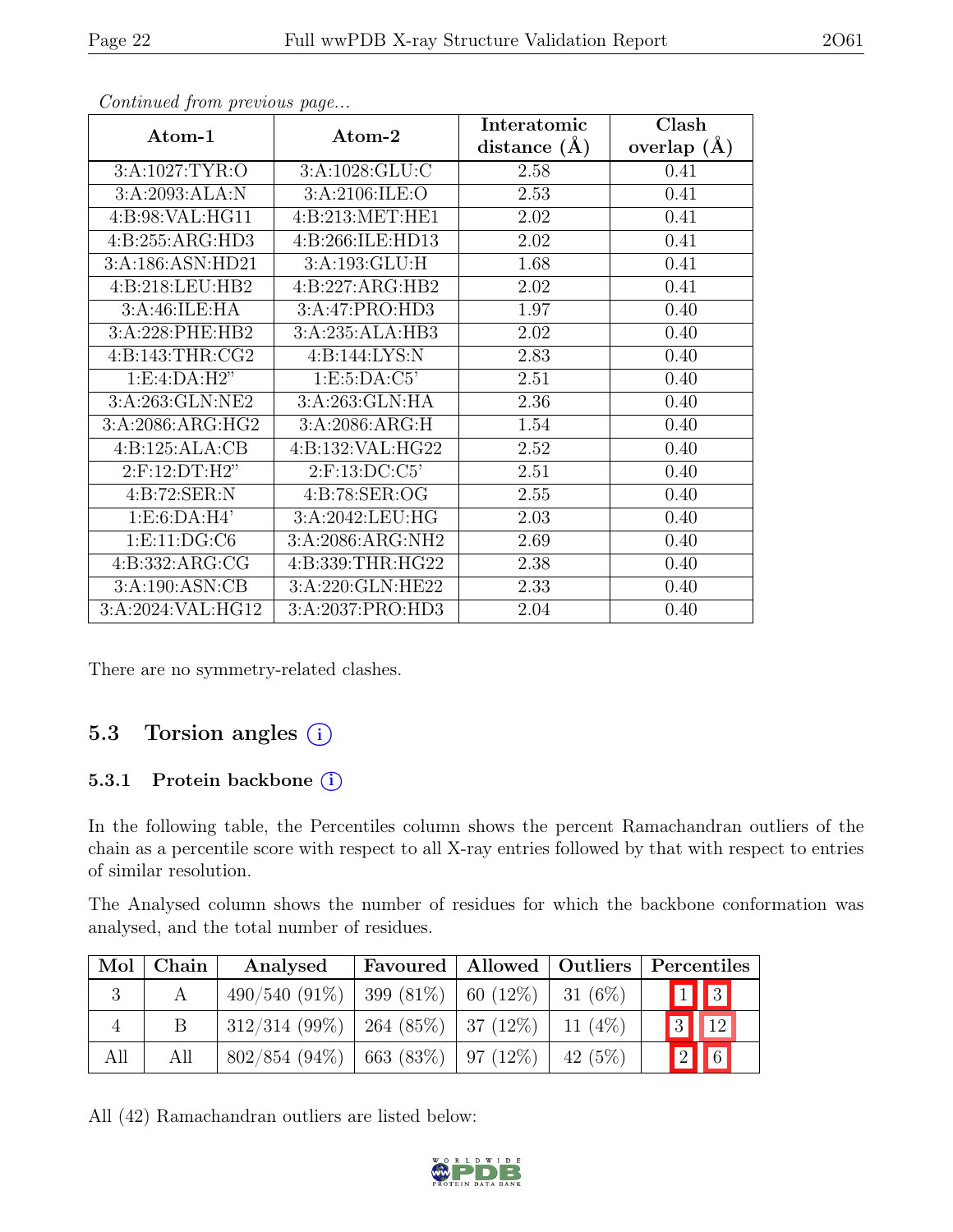*Continued from previous page...*

| Atom-1 | Atom-2 | Interatomic distance (Å) | Clash overlap (Å) |
|---|---|---|---|
| 3:A:1027:TYR:O | 3:A:1028:GLU:C | 2.58 | 0.41 |
| 3:A:2093:ALA:N | 3:A:2106:ILE:O | 2.53 | 0.41 |
| 4:B:98:VAL:HG11 | 4:B:213:MET:HE1 | 2.02 | 0.41 |
| 4:B:255:ARG:HD3 | 4:B:266:ILE:HD13 | 2.02 | 0.41 |
| 3:A:186:ASN:HD21 | 3:A:193:GLU:H | 1.68 | 0.41 |
| 4:B:218:LEU:HB2 | 4:B:227:ARG:HB2 | 2.02 | 0.41 |
| 3:A:46:ILE:HA | 3:A:47:PRO:HD3 | 1.97 | 0.40 |
| 3:A:228:PHE:HB2 | 3:A:235:ALA:HB3 | 2.02 | 0.40 |
| 4:B:143:THR:CG2 | 4:B:144:LYS:N | 2.83 | 0.40 |
| 1:E:4:DA:H2" | 1:E:5:DA:C5' | 2.51 | 0.40 |
| 3:A:263:GLN:NE2 | 3:A:263:GLN:HA | 2.36 | 0.40 |
| 3:A:2086:ARG:HG2 | 3:A:2086:ARG:H | 1.54 | 0.40 |
| 4:B:125:ALA:CB | 4:B:132:VAL:HG22 | 2.52 | 0.40 |
| 2:F:12:DT:H2" | 2:F:13:DC:C5' | 2.51 | 0.40 |
| 4:B:72:SER:N | 4:B:78:SER:OG | 2.55 | 0.40 |
| 1:E:6:DA:H4' | 3:A:2042:LEU:HG | 2.03 | 0.40 |
| 1:E:11:DG:C6 | 3:A:2086:ARG:NH2 | 2.69 | 0.40 |
| 4:B:332:ARG:CG | 4:B:339:THR:HG22 | 2.38 | 0.40 |
| 3:A:190:ASN:CB | 3:A:220:GLN:HE22 | 2.33 | 0.40 |
| 3:A:2024:VAL:HG12 | 3:A:2037:PRO:HD3 | 2.04 | 0.40 |

There are no symmetry-related clashes.

## 5.3 Torsion angles

### 5.3.1 Protein backbone

In the following table, the Percentiles column shows the percent Ramachandran outliers of the chain as a percentile score with respect to all X-ray entries followed by that with respect to entries of similar resolution.

The Analysed column shows the number of residues for which the backbone conformation was analysed, and the total number of residues.

| Mol | Chain | Analysed | Favoured | Allowed | Outliers | Percentiles | |
|---|---|---|---|---|---|---|---|
| 3 | A | 490/540 (91%) | 399 (81%) | 60 (12%) | 31 (6%) | 1 | 3 |
| 4 | B | 312/314 (99%) | 264 (85%) | 37 (12%) | 11 (4%) | 3 | 12 |
| All | All | 802/854 (94%) | 663 (83%) | 97 (12%) | 42 (5%) | 2 | 6 |

All (42) Ramachandran outliers are listed below: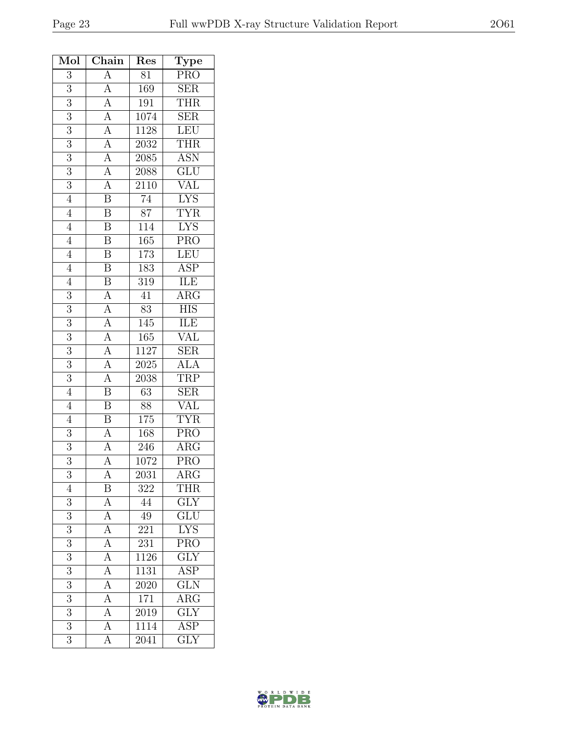| Mol | Chain | Res | Type |
|---|---|---|---|
| 3 | A | 81 | PRO |
| 3 | A | 169 | SER |
| 3 | A | 191 | THR |
| 3 | A | 1074 | SER |
| 3 | A | 1128 | LEU |
| 3 | A | 2032 | THR |
| 3 | A | 2085 | ASN |
| 3 | A | 2088 | GLU |
| 3 | A | 2110 | VAL |
| 4 | B | 74 | LYS |
| 4 | B | 87 | TYR |
| 4 | B | 114 | LYS |
| 4 | B | 165 | PRO |
| 4 | B | 173 | LEU |
| 4 | B | 183 | ASP |
| 4 | B | 319 | ILE |
| 3 | A | 41 | ARG |
| 3 | A | 83 | HIS |
| 3 | A | 145 | ILE |
| 3 | A | 165 | VAL |
| 3 | A | 1127 | SER |
| 3 | A | 2025 | ALA |
| 3 | A | 2038 | TRP |
| 4 | B | 63 | SER |
| 4 | B | 88 | VAL |
| 4 | B | 175 | TYR |
| 3 | A | 168 | PRO |
| 3 | A | 246 | ARG |
| 3 | A | 1072 | PRO |
| 3 | A | 2031 | ARG |
| 4 | B | 322 | THR |
| 3 | A | 44 | GLY |
| 3 | A | 49 | GLU |
| 3 | A | 221 | LYS |
| 3 | A | 231 | PRO |
| 3 | A | 1126 | GLY |
| 3 | A | 1131 | ASP |
| 3 | A | 2020 | GLN |
| 3 | A | 171 | ARG |
| 3 | A | 2019 | GLY |
| 3 | A | 1114 | ASP |
| 3 | A | 2041 | GLY |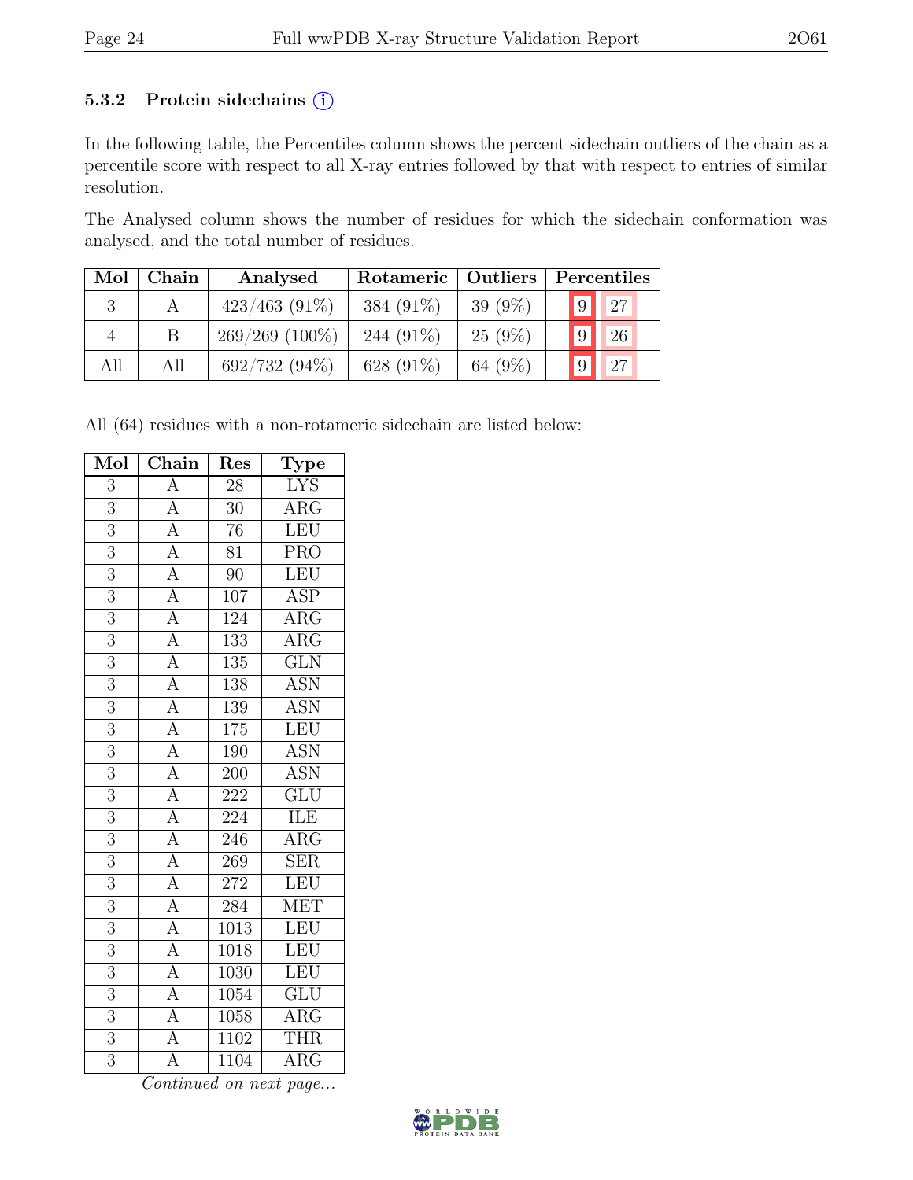### 5.3.2 Protein sidechains (i)

In the following table, the Percentiles column shows the percent sidechain outliers of the chain as a percentile score with respect to all X-ray entries followed by that with respect to entries of similar resolution.

The Analysed column shows the number of residues for which the sidechain conformation was analysed, and the total number of residues.

| Mol | Chain | Analysed | Rotameric | Outliers | Percentiles | |
|---|---|---|---|---|---|---|
| 3 | A | 423/463 (91%) | 384 (91%) | 39 (9%) | 9 | 27 |
| 4 | B | 269/269 (100%) | 244 (91%) | 25 (9%) | 9 | 26 |
| All | All | 692/732 (94%) | 628 (91%) | 64 (9%) | 9 | 27 |

All (64) residues with a non-rotameric sidechain are listed below:

| Mol | Chain | Res | Type |
|---|---|---|---|
| 3 | A | 28 | LYS |
| 3 | A | 30 | ARG |
| 3 | A | 76 | LEU |
| 3 | A | 81 | PRO |
| 3 | A | 90 | LEU |
| 3 | A | 107 | ASP |
| 3 | A | 124 | ARG |
| 3 | A | 133 | ARG |
| 3 | A | 135 | GLN |
| 3 | A | 138 | ASN |
| 3 | A | 139 | ASN |
| 3 | A | 175 | LEU |
| 3 | A | 190 | ASN |
| 3 | A | 200 | ASN |
| 3 | A | 222 | GLU |
| 3 | A | 224 | ILE |
| 3 | A | 246 | ARG |
| 3 | A | 269 | SER |
| 3 | A | 272 | LEU |
| 3 | A | 284 | MET |
| 3 | A | 1013 | LEU |
| 3 | A | 1018 | LEU |
| 3 | A | 1030 | LEU |
| 3 | A | 1054 | GLU |
| 3 | A | 1058 | ARG |
| 3 | A | 1102 | THR |
| 3 | A | 1104 | ARG |

*Continued on next page...*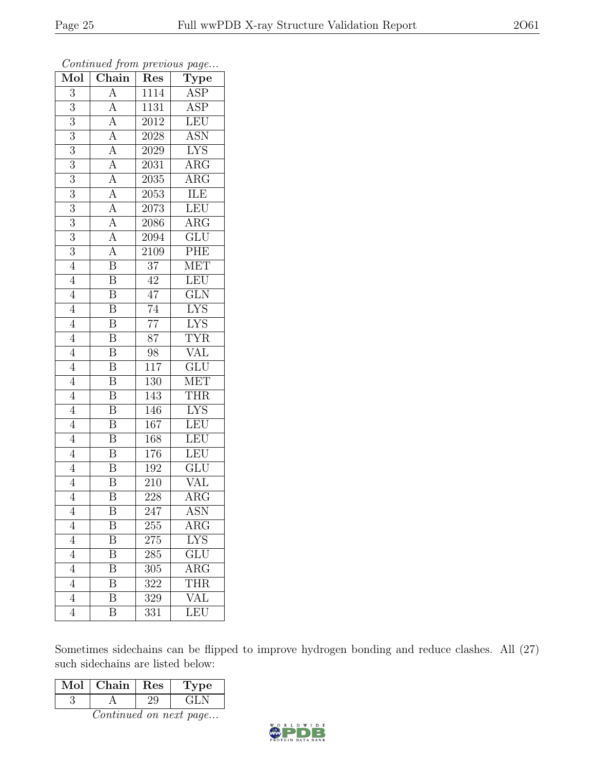*Continued from previous page...*

| Mol | Chain | Res | Type |
|---|---|---|---|
| 3 | A | 1114 | ASP |
| 3 | A | 1131 | ASP |
| 3 | A | 2012 | LEU |
| 3 | A | 2028 | ASN |
| 3 | A | 2029 | LYS |
| 3 | A | 2031 | ARG |
| 3 | A | 2035 | ARG |
| 3 | A | 2053 | ILE |
| 3 | A | 2073 | LEU |
| 3 | A | 2086 | ARG |
| 3 | A | 2094 | GLU |
| 3 | A | 2109 | PHE |
| 4 | B | 37 | MET |
| 4 | B | 42 | LEU |
| 4 | B | 47 | GLN |
| 4 | B | 74 | LYS |
| 4 | B | 77 | LYS |
| 4 | B | 87 | TYR |
| 4 | B | 98 | VAL |
| 4 | B | 117 | GLU |
| 4 | B | 130 | MET |
| 4 | B | 143 | THR |
| 4 | B | 146 | LYS |
| 4 | B | 167 | LEU |
| 4 | B | 168 | LEU |
| 4 | B | 176 | LEU |
| 4 | B | 192 | GLU |
| 4 | B | 210 | VAL |
| 4 | B | 228 | ARG |
| 4 | B | 247 | ASN |
| 4 | B | 255 | ARG |
| 4 | B | 275 | LYS |
| 4 | B | 285 | GLU |
| 4 | B | 305 | ARG |
| 4 | B | 322 | THR |
| 4 | B | 329 | VAL |
| 4 | B | 331 | LEU |

Sometimes sidechains can be flipped to improve hydrogen bonding and reduce clashes. All (27) such sidechains are listed below:

| Mol | Chain | Res | Type |
|---|---|---|---|
| 3 | A | 29 | GLN |

*Continued on next page...*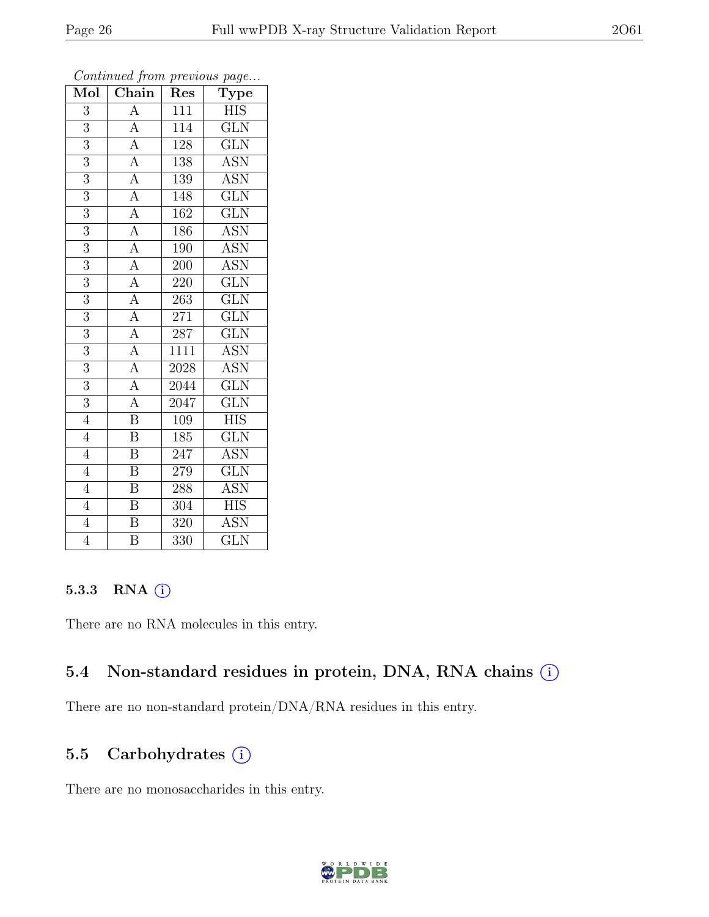*Continued from previous page...*

| Mol | Chain | Res | Type |
|---|---|---|---|
| 3 | A | 111 | HIS |
| 3 | A | 114 | GLN |
| 3 | A | 128 | GLN |
| 3 | A | 138 | ASN |
| 3 | A | 139 | ASN |
| 3 | A | 148 | GLN |
| 3 | A | 162 | GLN |
| 3 | A | 186 | ASN |
| 3 | A | 190 | ASN |
| 3 | A | 200 | ASN |
| 3 | A | 220 | GLN |
| 3 | A | 263 | GLN |
| 3 | A | 271 | GLN |
| 3 | A | 287 | GLN |
| 3 | A | 1111 | ASN |
| 3 | A | 2028 | ASN |
| 3 | A | 2044 | GLN |
| 3 | A | 2047 | GLN |
| 4 | B | 109 | HIS |
| 4 | B | 185 | GLN |
| 4 | B | 247 | ASN |
| 4 | B | 279 | GLN |
| 4 | B | 288 | ASN |
| 4 | B | 304 | HIS |
| 4 | B | 320 | ASN |
| 4 | B | 330 | GLN |

#### 5.3.3 RNA (i)

There are no RNA molecules in this entry.

### 5.4 Non-standard residues in protein, DNA, RNA chains (i)

There are no non-standard protein/DNA/RNA residues in this entry.

### 5.5 Carbohydrates (i)

There are no monosaccharides in this entry.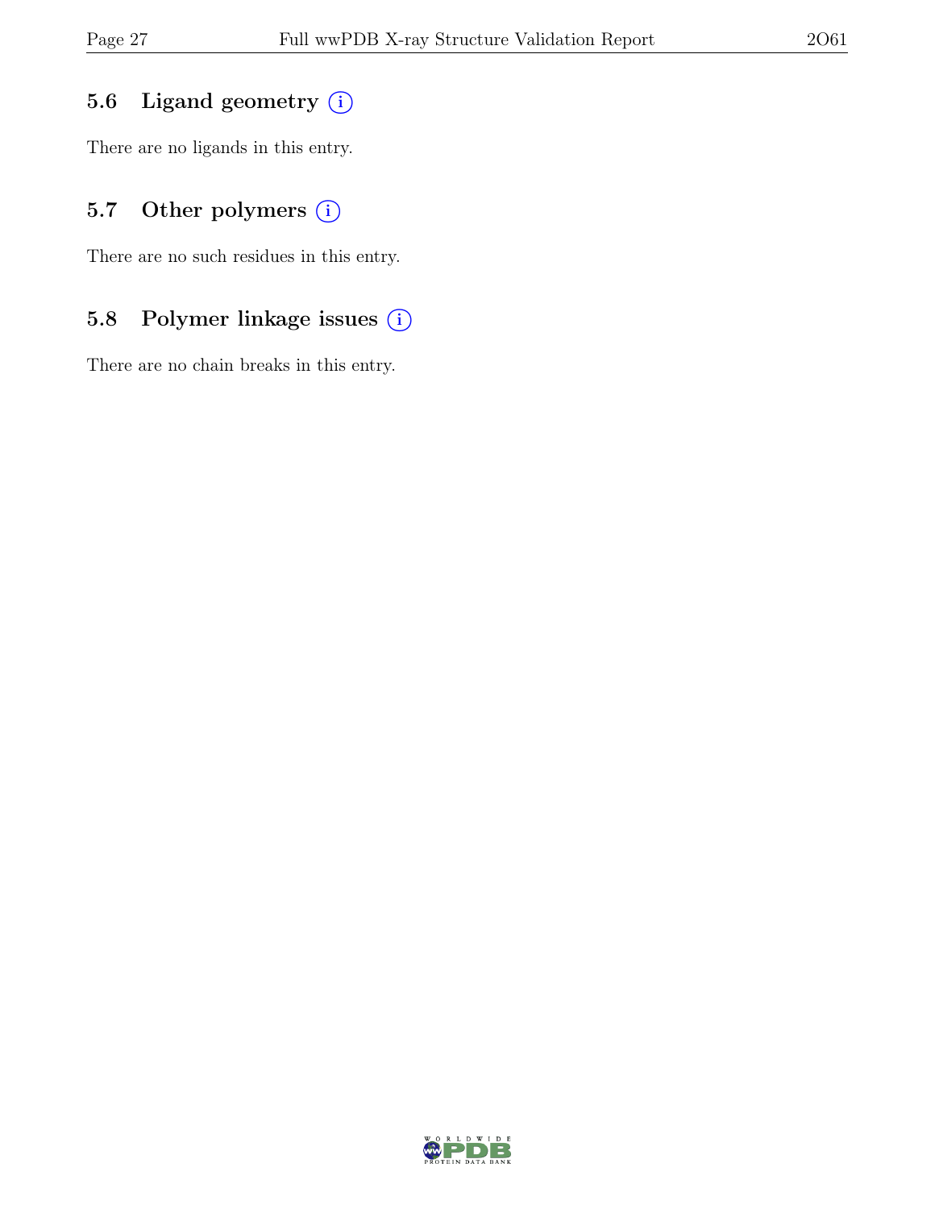## 5.6 Ligand geometry (i)

There are no ligands in this entry.

## 5.7 Other polymers (i)

There are no such residues in this entry.

## 5.8 Polymer linkage issues (i)

There are no chain breaks in this entry.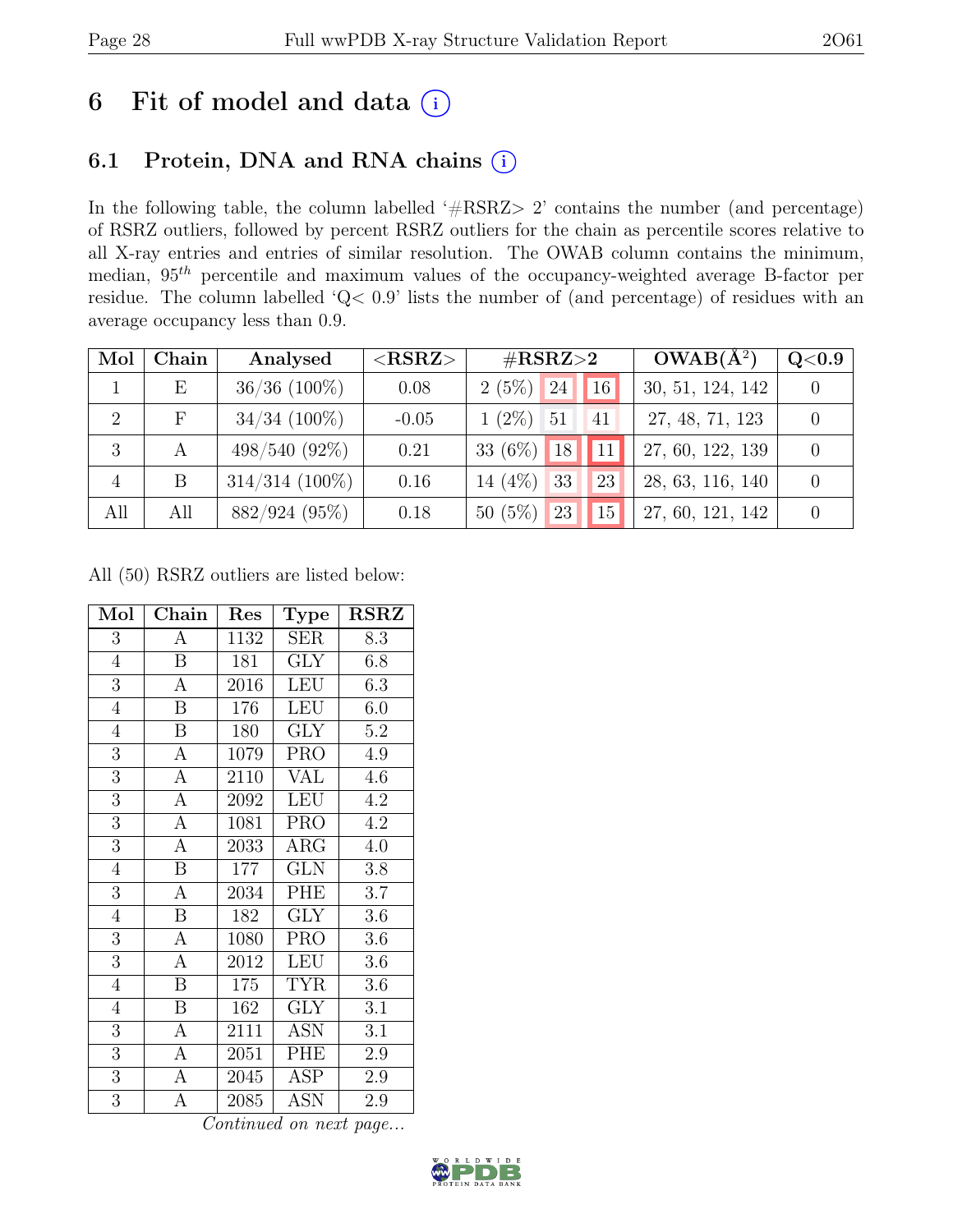# 6 Fit of model and data (i)

## 6.1 Protein, DNA and RNA chains (i)

In the following table, the column labelled '#RSRZ> 2' contains the number (and percentage) of RSRZ outliers, followed by percent RSRZ outliers for the chain as percentile scores relative to all X-ray entries and entries of similar resolution. The OWAB column contains the minimum, median, $95^{th}$ percentile and maximum values of the occupancy-weighted average B-factor per residue. The column labelled 'Q< 0.9' lists the number of (and percentage) of residues with an average occupancy less than 0.9.

| Mol | Chain | Analysed | <RSRZ> | #RSRZ>2 | | | OWAB(Å$^2$) | Q<0.9 |
|---|---|---|---|---|---|---|---|---|
| 1 | E | 36/36 (100%) | 0.08 | 2 (5%) | 24 | 16 | 30, 51, 124, 142 | 0 |
| 2 | F | 34/34 (100%) | -0.05 | 1 (2%) | 51 | 41 | 27, 48, 71, 123 | 0 |
| 3 | A | 498/540 (92%) | 0.21 | 33 (6%) | 18 | 11 | 27, 60, 122, 139 | 0 |
| 4 | B | 314/314 (100%) | 0.16 | 14 (4%) | 33 | 23 | 28, 63, 116, 140 | 0 |
| All | All | 882/924 (95%) | 0.18 | 50 (5%) | 23 | 15 | 27, 60, 121, 142 | 0 |

All (50) RSRZ outliers are listed below:

| Mol | Chain | Res | Type | RSRZ |
|---|---|---|---|---|
| 3 | A | 1132 | SER | 8.3 |
| 4 | B | 181 | GLY | 6.8 |
| 3 | A | 2016 | LEU | 6.3 |
| 4 | B | 176 | LEU | 6.0 |
| 4 | B | 180 | GLY | 5.2 |
| 3 | A | 1079 | PRO | 4.9 |
| 3 | A | 2110 | VAL | 4.6 |
| 3 | A | 2092 | LEU | 4.2 |
| 3 | A | 1081 | PRO | 4.2 |
| 3 | A | 2033 | ARG | 4.0 |
| 4 | B | 177 | GLN | 3.8 |
| 3 | A | 2034 | PHE | 3.7 |
| 4 | B | 182 | GLY | 3.6 |
| 3 | A | 1080 | PRO | 3.6 |
| 3 | A | 2012 | LEU | 3.6 |
| 4 | B | 175 | TYR | 3.6 |
| 4 | B | 162 | GLY | 3.1 |
| 3 | A | 2111 | ASN | 3.1 |
| 3 | A | 2051 | PHE | 2.9 |
| 3 | A | 2045 | ASP | 2.9 |
| 3 | A | 2085 | ASN | 2.9 |

*Continued on next page...*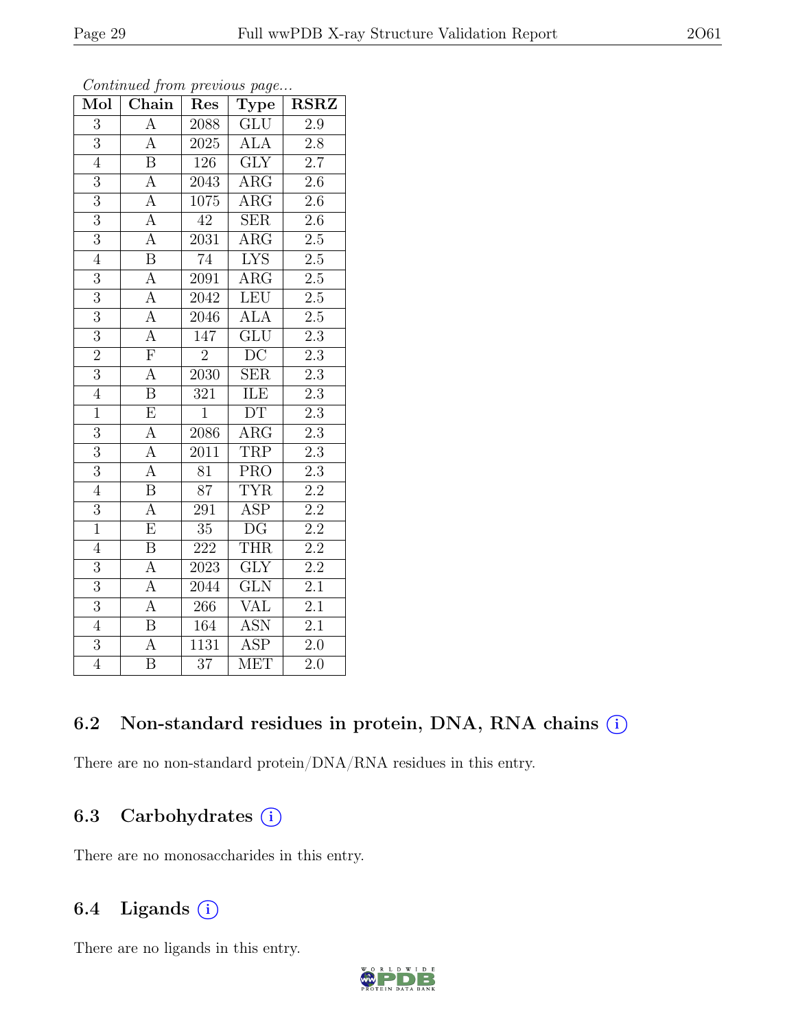*Continued from previous page...*

| Mol | Chain | Res | Type | RSRZ |
|---|---|---|---|---|
| 3 | A | 2088 | GLU | 2.9 |
| 3 | A | 2025 | ALA | 2.8 |
| 4 | B | 126 | GLY | 2.7 |
| 3 | A | 2043 | ARG | 2.6 |
| 3 | A | 1075 | ARG | 2.6 |
| 3 | A | 42 | SER | 2.6 |
| 3 | A | 2031 | ARG | 2.5 |
| 4 | B | 74 | LYS | 2.5 |
| 3 | A | 2091 | ARG | 2.5 |
| 3 | A | 2042 | LEU | 2.5 |
| 3 | A | 2046 | ALA | 2.5 |
| 3 | A | 147 | GLU | 2.3 |
| 2 | F | 2 | DC | 2.3 |
| 3 | A | 2030 | SER | 2.3 |
| 4 | B | 321 | ILE | 2.3 |
| 1 | E | 1 | DT | 2.3 |
| 3 | A | 2086 | ARG | 2.3 |
| 3 | A | 2011 | TRP | 2.3 |
| 3 | A | 81 | PRO | 2.3 |
| 4 | B | 87 | TYR | 2.2 |
| 3 | A | 291 | ASP | 2.2 |
| 1 | E | 35 | DG | 2.2 |
| 4 | B | 222 | THR | 2.2 |
| 3 | A | 2023 | GLY | 2.2 |
| 3 | A | 2044 | GLN | 2.1 |
| 3 | A | 266 | VAL | 2.1 |
| 4 | B | 164 | ASN | 2.1 |
| 3 | A | 1131 | ASP | 2.0 |
| 4 | B | 37 | MET | 2.0 |

### 6.2 Non-standard residues in protein, DNA, RNA chains (i)

There are no non-standard protein/DNA/RNA residues in this entry.

### 6.3 Carbohydrates (i)

There are no monosaccharides in this entry.

### 6.4 Ligands (i)

There are no ligands in this entry.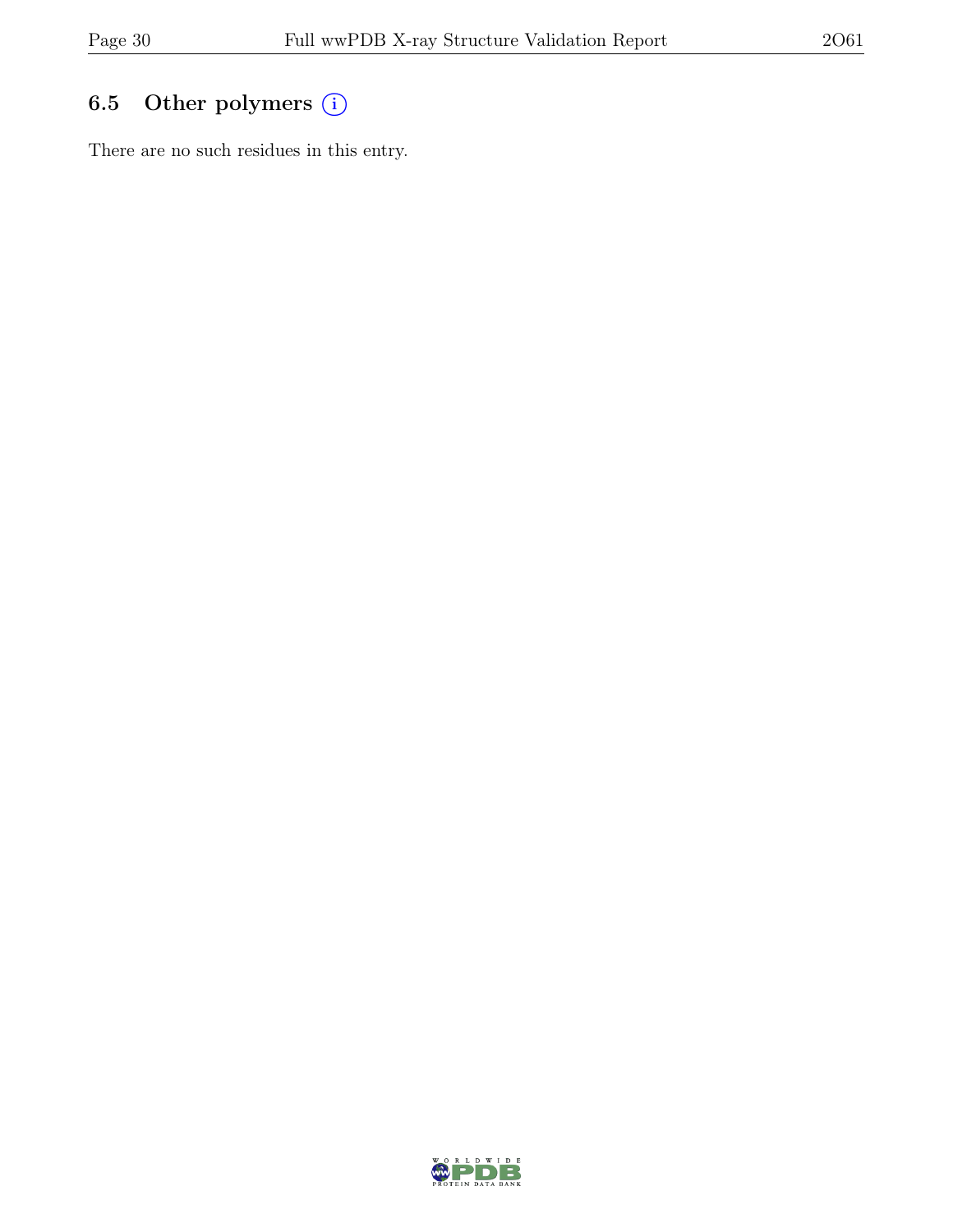## 6.5 Other polymers ⓘ

There are no such residues in this entry.